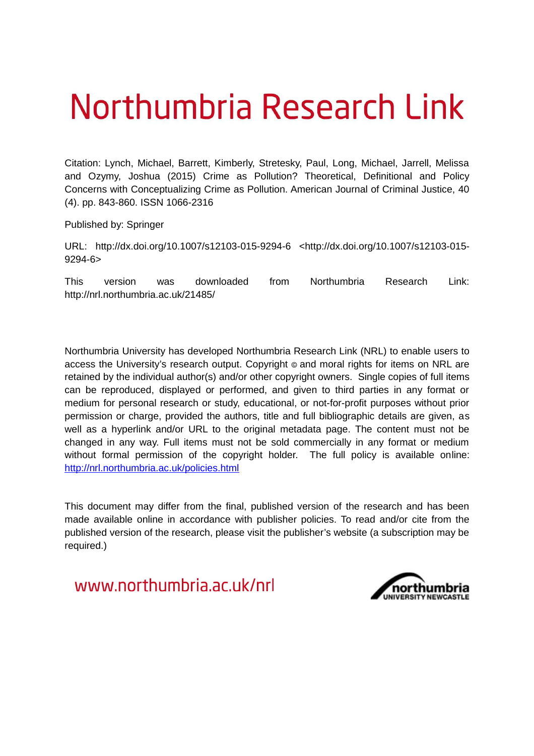# Northumbria Research Link

Citation: Lynch, Michael, Barrett, Kimberly, Stretesky, Paul, Long, Michael, Jarrell, Melissa and Ozymy, Joshua (2015) Crime as Pollution? Theoretical, Definitional and Policy Concerns with Conceptualizing Crime as Pollution. American Journal of Criminal Justice, 40 (4). pp. 843-860. ISSN 1066-2316

Published by: Springer

URL: http://dx.doi.org/10.1007/s12103-015-9294-6 <http://dx.doi.org/10.1007/s12103-015-9294-6>

This version was downloaded from Northumbria Research Link: http://nrl.northumbria.ac.uk/21485/

Northumbria University has developed Northumbria Research Link (NRL) to enable users to access the University's research output. Copyright © and moral rights for items on NRL are retained by the individual author(s) and/or other copyright owners. Single copies of full items can be reproduced, displayed or performed, and given to third parties in any format or medium for personal research or study, educational, or not-for-profit purposes without prior permission or charge, provided the authors, title and full bibliographic details are given, as well as a hyperlink and/or URL to the original metadata page. The content must not be changed in any way. Full items must not be sold commercially in any format or medium without formal permission of the copyright holder. The full policy is available online: http://nrl.northumbria.ac.uk/policies.html

This document may differ from the final, published version of the research and has been made available online in accordance with publisher policies. To read and/or cite from the published version of the research, please visit the publisher's website (a subscription may be required.)

www.northumbria.ac.uk/nrl

northumbria UNIVERSITY NEWCASTLE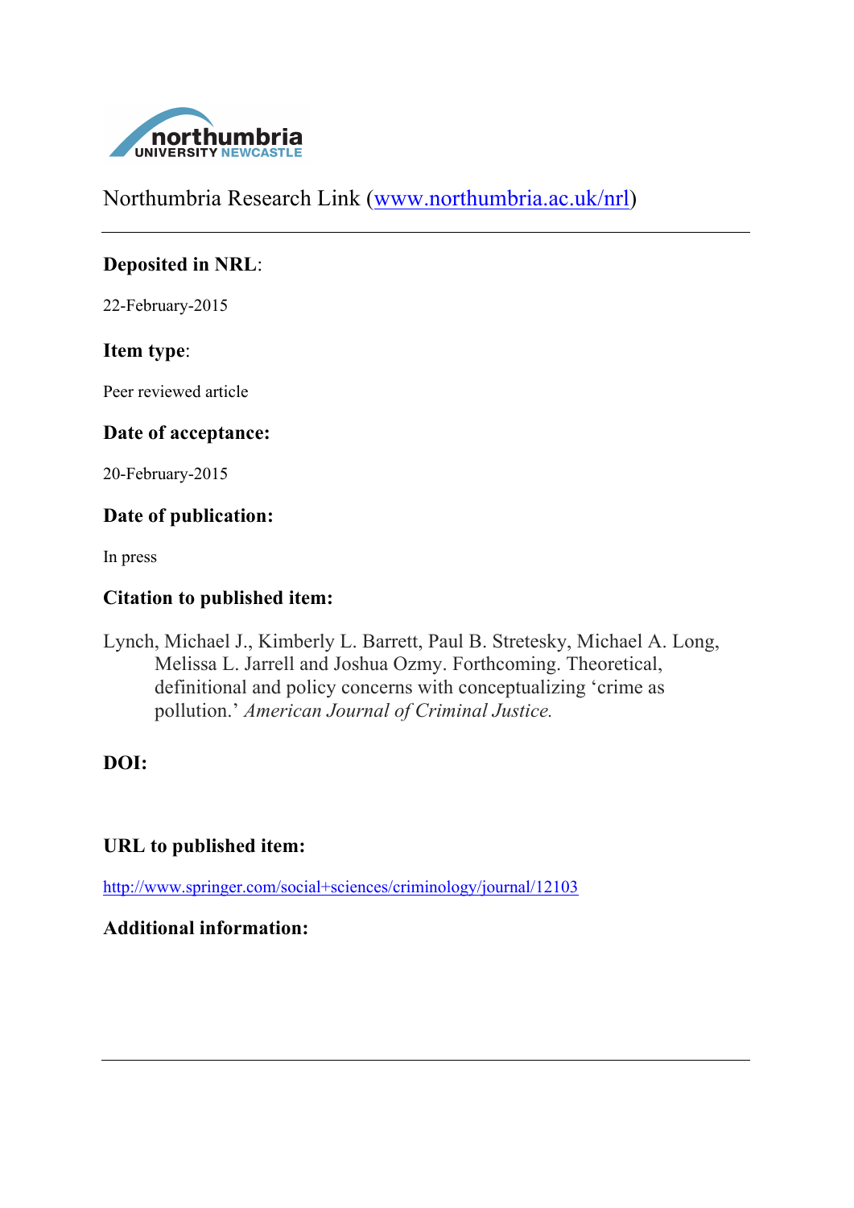Northumbria Research Link (www.northumbria.ac.uk/nrl)

**Deposited in NRL**:

22-February-2015

**Item type**:

Peer reviewed article

**Date of acceptance:**

20-February-2015

**Date of publication:**

In press

**Citation to published item:**

Lynch, Michael J., Kimberly L. Barrett, Paul B. Stretesky, Michael A. Long, Melissa L. Jarrell and Joshua Ozmy. Forthcoming. Theoretical, definitional and policy concerns with conceptualizing 'crime as pollution.' *American Journal of Criminal Justice.*

**DOI:**

**URL to published item:**

http://www.springer.com/social+sciences/criminology/journal/12103

**Additional information:**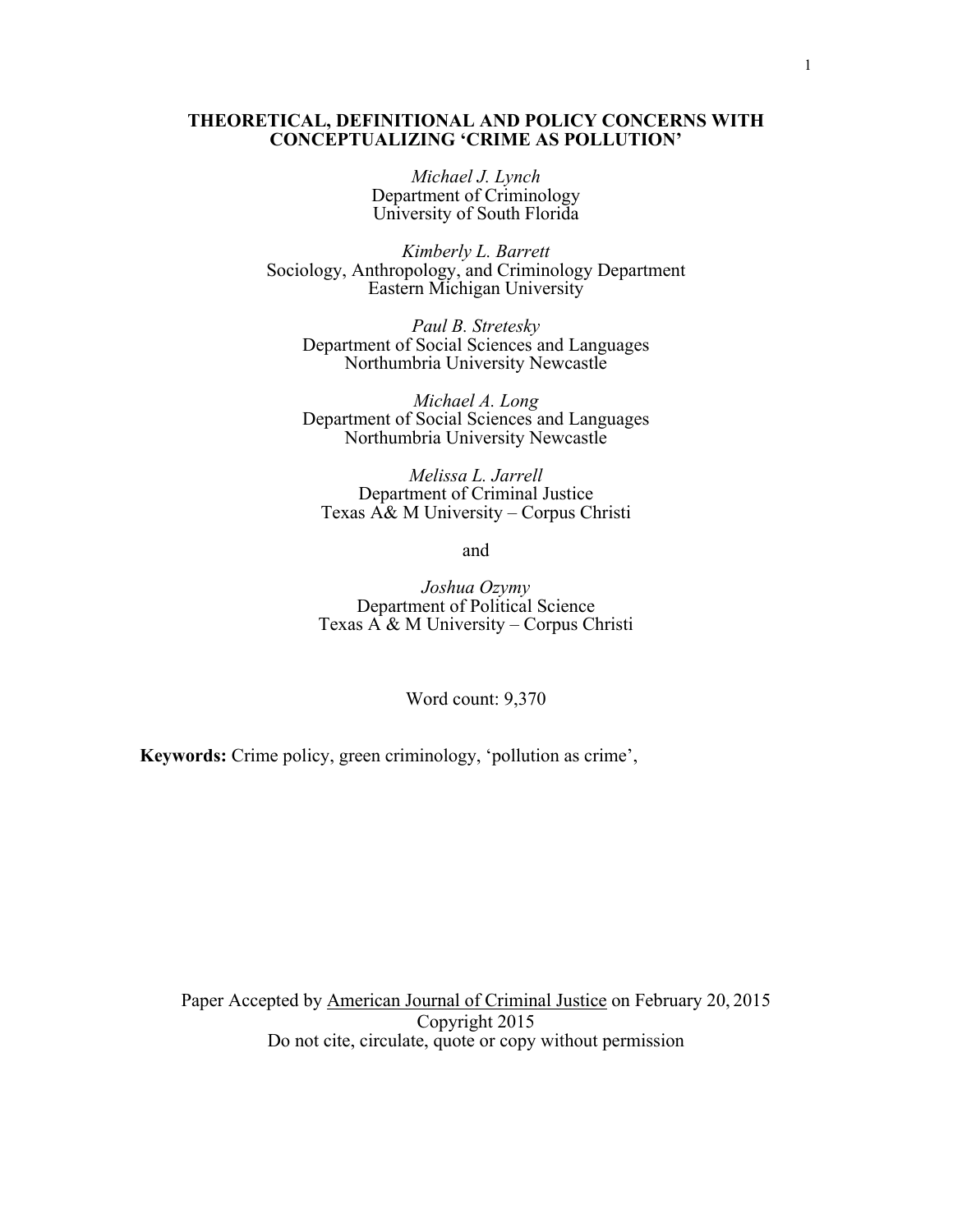# THEORETICAL, DEFINITIONAL AND POLICY CONCERNS WITH CONCEPTUALIZING 'CRIME AS POLLUTION'

*Michael J. Lynch*
Department of Criminology
University of South Florida

*Kimberly L. Barrett*
Sociology, Anthropology, and Criminology Department
Eastern Michigan University

*Paul B. Stretesky*
Department of Social Sciences and Languages
Northumbria University Newcastle

*Michael A. Long*
Department of Social Sciences and Languages
Northumbria University Newcastle

*Melissa L. Jarrell*
Department of Criminal Justice
Texas A& M University – Corpus Christi

and

*Joshua Ozymy*
Department of Political Science
Texas A & M University – Corpus Christi

Word count: 9,370

**Keywords:** Crime policy, green criminology, 'pollution as crime',

Paper Accepted by American Journal of Criminal Justice on February 20, 2015
Copyright 2015
Do not cite, circulate, quote or copy without permission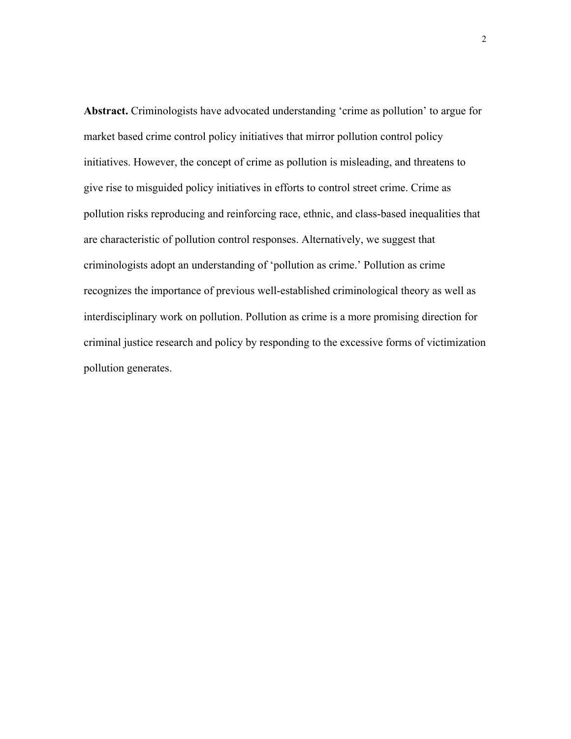**Abstract.** Criminologists have advocated understanding 'crime as pollution' to argue for market based crime control policy initiatives that mirror pollution control policy initiatives. However, the concept of crime as pollution is misleading, and threatens to give rise to misguided policy initiatives in efforts to control street crime. Crime as pollution risks reproducing and reinforcing race, ethnic, and class-based inequalities that are characteristic of pollution control responses. Alternatively, we suggest that criminologists adopt an understanding of 'pollution as crime.' Pollution as crime recognizes the importance of previous well-established criminological theory as well as interdisciplinary work on pollution. Pollution as crime is a more promising direction for criminal justice research and policy by responding to the excessive forms of victimization pollution generates.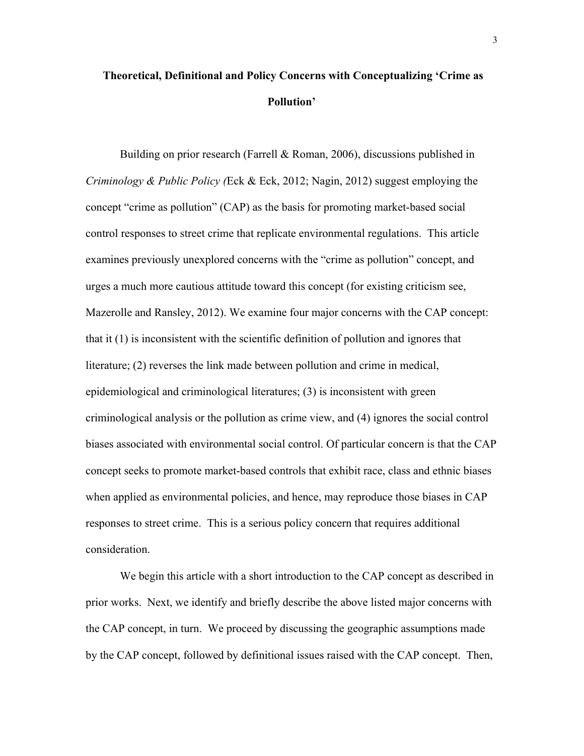## Theoretical, Definitional and Policy Concerns with Conceptualizing 'Crime as Pollution'

Building on prior research (Farrell & Roman, 2006), discussions published in *Criminology & Public Policy (*Eck & Eck, 2012; Nagin, 2012) suggest employing the concept "crime as pollution" (CAP) as the basis for promoting market-based social control responses to street crime that replicate environmental regulations. This article examines previously unexplored concerns with the "crime as pollution" concept, and urges a much more cautious attitude toward this concept (for existing criticism see, Mazerolle and Ransley, 2012). We examine four major concerns with the CAP concept: that it (1) is inconsistent with the scientific definition of pollution and ignores that literature; (2) reverses the link made between pollution and crime in medical, epidemiological and criminological literatures; (3) is inconsistent with green criminological analysis or the pollution as crime view, and (4) ignores the social control biases associated with environmental social control. Of particular concern is that the CAP concept seeks to promote market-based controls that exhibit race, class and ethnic biases when applied as environmental policies, and hence, may reproduce those biases in CAP responses to street crime. This is a serious policy concern that requires additional consideration.

We begin this article with a short introduction to the CAP concept as described in prior works. Next, we identify and briefly describe the above listed major concerns with the CAP concept, in turn. We proceed by discussing the geographic assumptions made by the CAP concept, followed by definitional issues raised with the CAP concept. Then,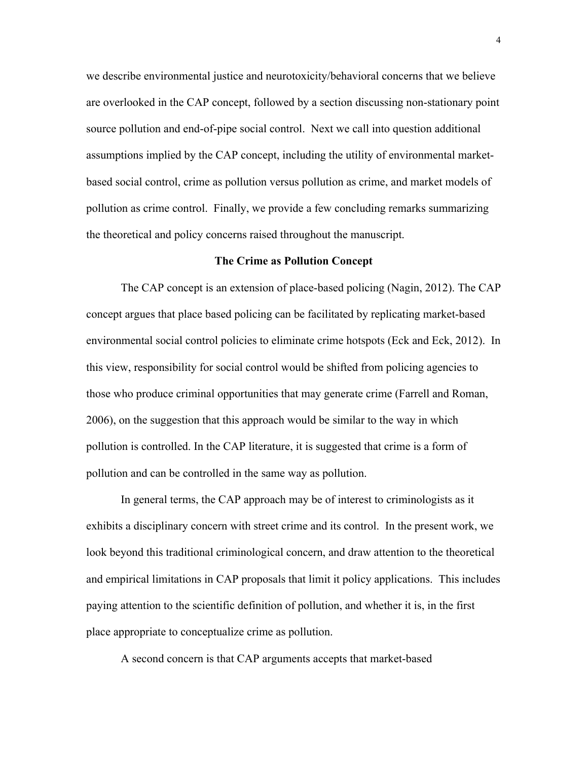we describe environmental justice and neurotoxicity/behavioral concerns that we believe are overlooked in the CAP concept, followed by a section discussing non-stationary point source pollution and end-of-pipe social control. Next we call into question additional assumptions implied by the CAP concept, including the utility of environmental market-based social control, crime as pollution versus pollution as crime, and market models of pollution as crime control. Finally, we provide a few concluding remarks summarizing the theoretical and policy concerns raised throughout the manuscript.

## The Crime as Pollution Concept

The CAP concept is an extension of place-based policing (Nagin, 2012). The CAP concept argues that place based policing can be facilitated by replicating market-based environmental social control policies to eliminate crime hotspots (Eck and Eck, 2012). In this view, responsibility for social control would be shifted from policing agencies to those who produce criminal opportunities that may generate crime (Farrell and Roman, 2006), on the suggestion that this approach would be similar to the way in which pollution is controlled. In the CAP literature, it is suggested that crime is a form of pollution and can be controlled in the same way as pollution.

In general terms, the CAP approach may be of interest to criminologists as it exhibits a disciplinary concern with street crime and its control. In the present work, we look beyond this traditional criminological concern, and draw attention to the theoretical and empirical limitations in CAP proposals that limit it policy applications. This includes paying attention to the scientific definition of pollution, and whether it is, in the first place appropriate to conceptualize crime as pollution.

A second concern is that CAP arguments accepts that market-based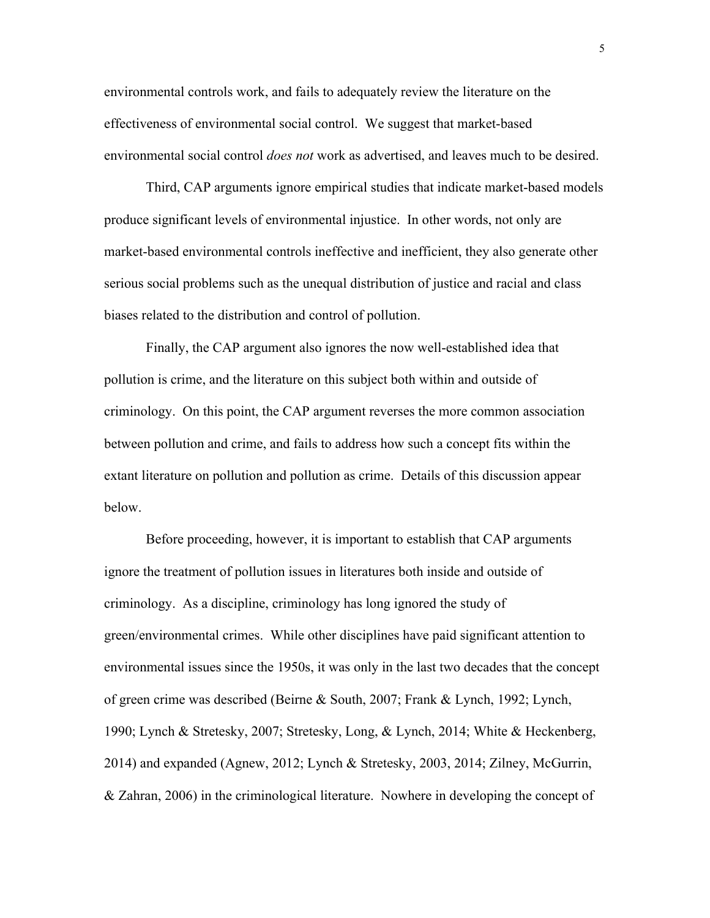environmental controls work, and fails to adequately review the literature on the effectiveness of environmental social control. We suggest that market-based environmental social control *does not* work as advertised, and leaves much to be desired.

Third, CAP arguments ignore empirical studies that indicate market-based models produce significant levels of environmental injustice. In other words, not only are market-based environmental controls ineffective and inefficient, they also generate other serious social problems such as the unequal distribution of justice and racial and class biases related to the distribution and control of pollution.

Finally, the CAP argument also ignores the now well-established idea that pollution is crime, and the literature on this subject both within and outside of criminology. On this point, the CAP argument reverses the more common association between pollution and crime, and fails to address how such a concept fits within the extant literature on pollution and pollution as crime. Details of this discussion appear below.

Before proceeding, however, it is important to establish that CAP arguments ignore the treatment of pollution issues in literatures both inside and outside of criminology. As a discipline, criminology has long ignored the study of green/environmental crimes. While other disciplines have paid significant attention to environmental issues since the 1950s, it was only in the last two decades that the concept of green crime was described (Beirne & South, 2007; Frank & Lynch, 1992; Lynch, 1990; Lynch & Stretesky, 2007; Stretesky, Long, & Lynch, 2014; White & Heckenberg, 2014) and expanded (Agnew, 2012; Lynch & Stretesky, 2003, 2014; Zilney, McGurrin, & Zahran, 2006) in the criminological literature. Nowhere in developing the concept of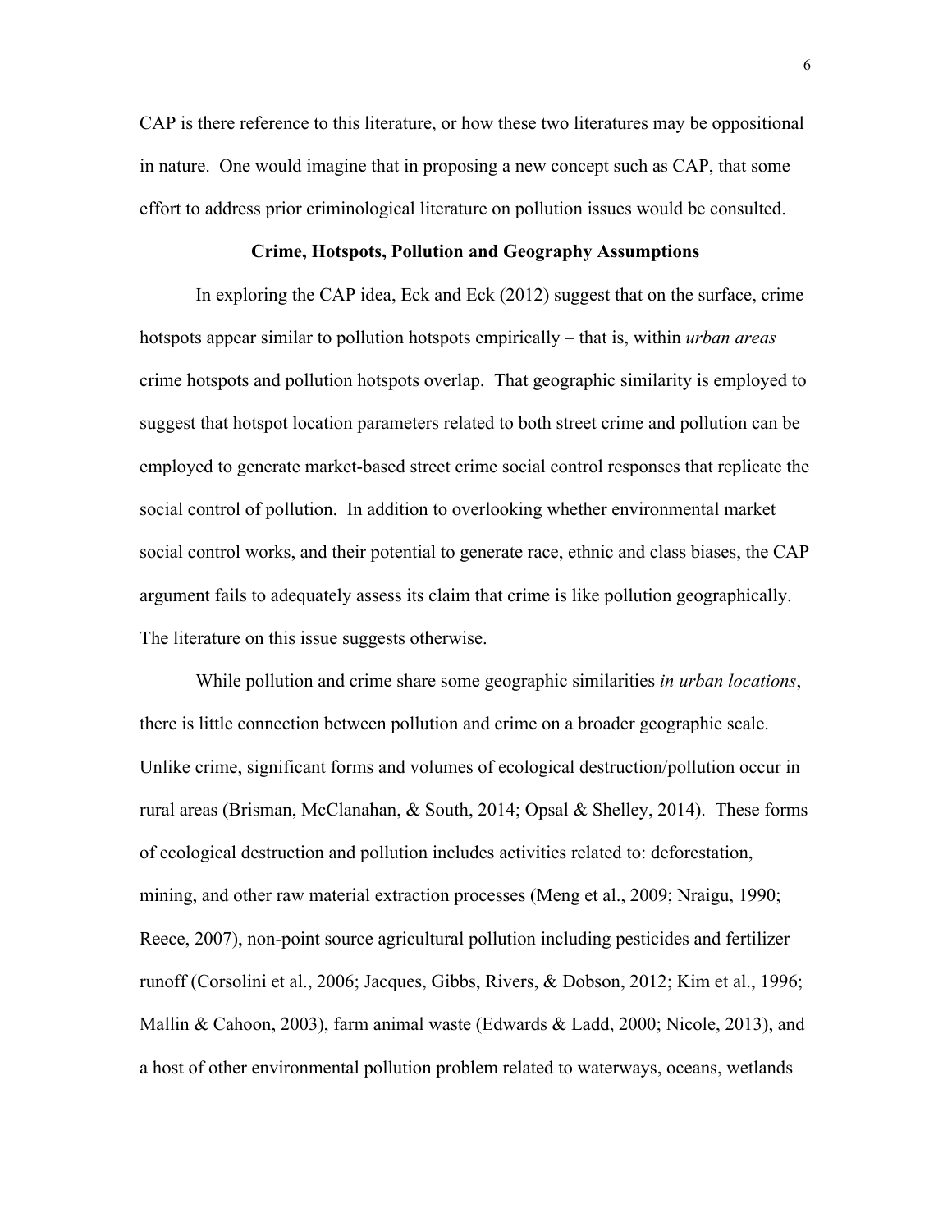CAP is there reference to this literature, or how these two literatures may be oppositional in nature. One would imagine that in proposing a new concept such as CAP, that some effort to address prior criminological literature on pollution issues would be consulted.

### Crime, Hotspots, Pollution and Geography Assumptions

In exploring the CAP idea, Eck and Eck (2012) suggest that on the surface, crime hotspots appear similar to pollution hotspots empirically – that is, within *urban areas* crime hotspots and pollution hotspots overlap. That geographic similarity is employed to suggest that hotspot location parameters related to both street crime and pollution can be employed to generate market-based street crime social control responses that replicate the social control of pollution. In addition to overlooking whether environmental market social control works, and their potential to generate race, ethnic and class biases, the CAP argument fails to adequately assess its claim that crime is like pollution geographically. The literature on this issue suggests otherwise.

While pollution and crime share some geographic similarities *in urban locations*, there is little connection between pollution and crime on a broader geographic scale. Unlike crime, significant forms and volumes of ecological destruction/pollution occur in rural areas (Brisman, McClanahan, & South, 2014; Opsal & Shelley, 2014). These forms of ecological destruction and pollution includes activities related to: deforestation, mining, and other raw material extraction processes (Meng et al., 2009; Nraigu, 1990; Reece, 2007), non-point source agricultural pollution including pesticides and fertilizer runoff (Corsolini et al., 2006; Jacques, Gibbs, Rivers, & Dobson, 2012; Kim et al., 1996; Mallin & Cahoon, 2003), farm animal waste (Edwards & Ladd, 2000; Nicole, 2013), and a host of other environmental pollution problem related to waterways, oceans, wetlands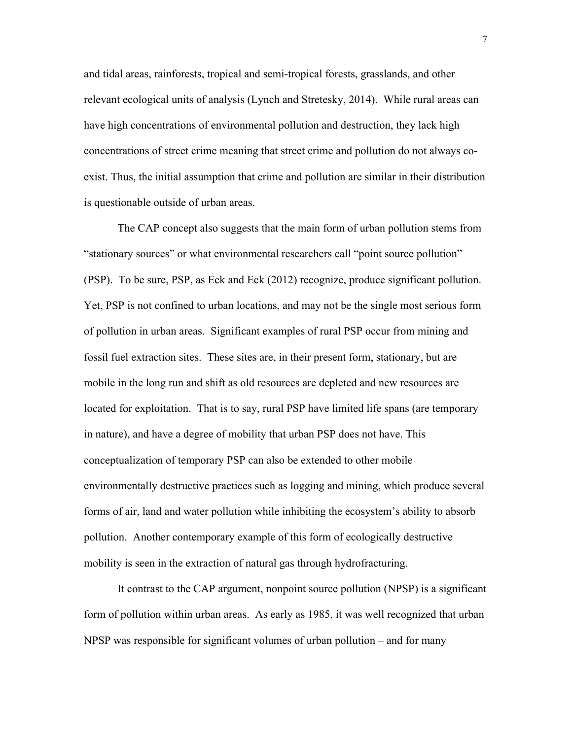and tidal areas, rainforests, tropical and semi-tropical forests, grasslands, and other relevant ecological units of analysis (Lynch and Stretesky, 2014). While rural areas can have high concentrations of environmental pollution and destruction, they lack high concentrations of street crime meaning that street crime and pollution do not always co-exist. Thus, the initial assumption that crime and pollution are similar in their distribution is questionable outside of urban areas.

The CAP concept also suggests that the main form of urban pollution stems from "stationary sources" or what environmental researchers call "point source pollution" (PSP). To be sure, PSP, as Eck and Eck (2012) recognize, produce significant pollution. Yet, PSP is not confined to urban locations, and may not be the single most serious form of pollution in urban areas. Significant examples of rural PSP occur from mining and fossil fuel extraction sites. These sites are, in their present form, stationary, but are mobile in the long run and shift as old resources are depleted and new resources are located for exploitation. That is to say, rural PSP have limited life spans (are temporary in nature), and have a degree of mobility that urban PSP does not have. This conceptualization of temporary PSP can also be extended to other mobile environmentally destructive practices such as logging and mining, which produce several forms of air, land and water pollution while inhibiting the ecosystem's ability to absorb pollution. Another contemporary example of this form of ecologically destructive mobility is seen in the extraction of natural gas through hydrofracturing.

It contrast to the CAP argument, nonpoint source pollution (NPSP) is a significant form of pollution within urban areas. As early as 1985, it was well recognized that urban NPSP was responsible for significant volumes of urban pollution – and for many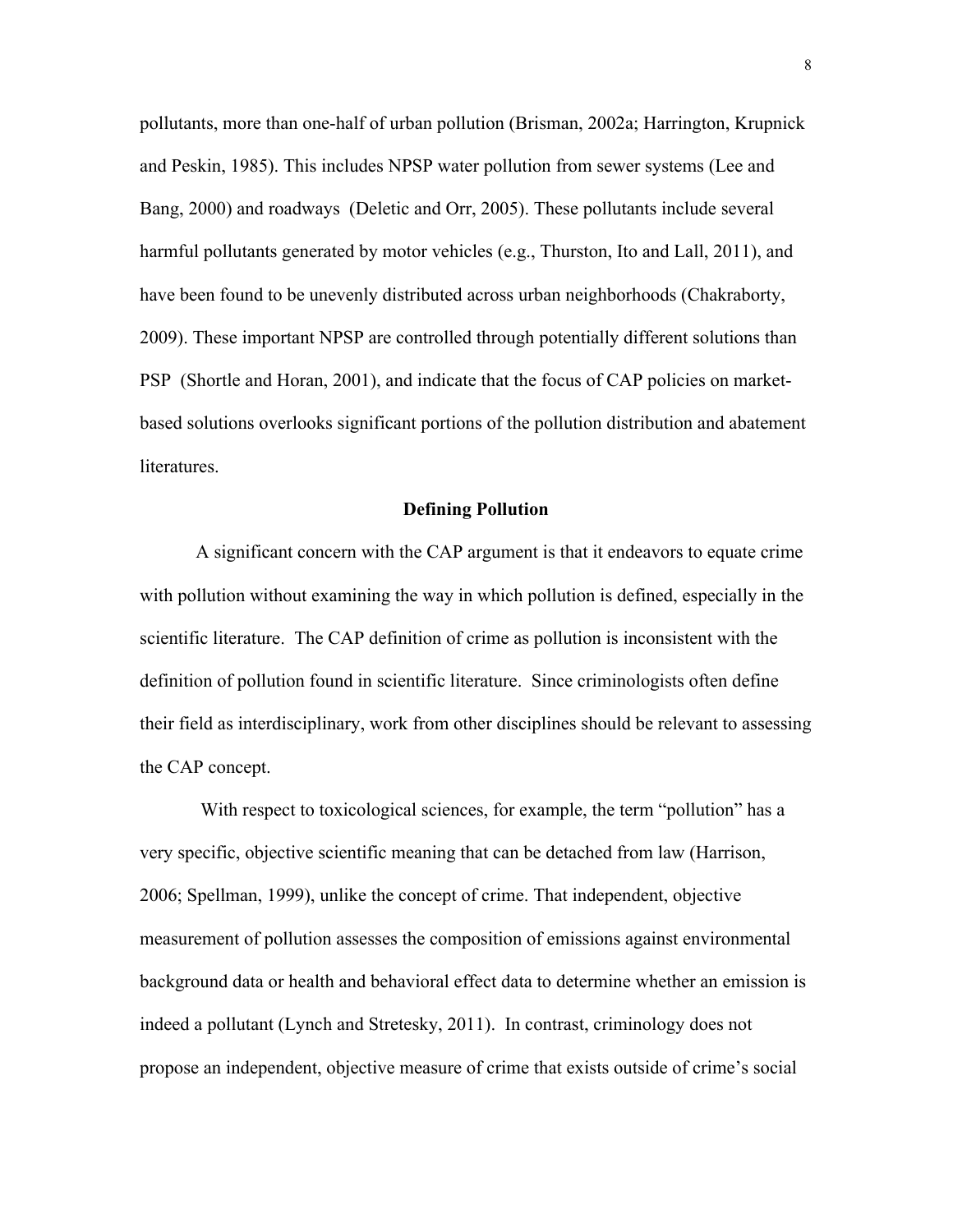pollutants, more than one-half of urban pollution (Brisman, 2002a; Harrington, Krupnick and Peskin, 1985). This includes NPSP water pollution from sewer systems (Lee and Bang, 2000) and roadways (Deletic and Orr, 2005). These pollutants include several harmful pollutants generated by motor vehicles (e.g., Thurston, Ito and Lall, 2011), and have been found to be unevenly distributed across urban neighborhoods (Chakraborty, 2009). These important NPSP are controlled through potentially different solutions than PSP (Shortle and Horan, 2001), and indicate that the focus of CAP policies on market-based solutions overlooks significant portions of the pollution distribution and abatement literatures.

## Defining Pollution

A significant concern with the CAP argument is that it endeavors to equate crime with pollution without examining the way in which pollution is defined, especially in the scientific literature. The CAP definition of crime as pollution is inconsistent with the definition of pollution found in scientific literature. Since criminologists often define their field as interdisciplinary, work from other disciplines should be relevant to assessing the CAP concept.

With respect to toxicological sciences, for example, the term "pollution" has a very specific, objective scientific meaning that can be detached from law (Harrison, 2006; Spellman, 1999), unlike the concept of crime. That independent, objective measurement of pollution assesses the composition of emissions against environmental background data or health and behavioral effect data to determine whether an emission is indeed a pollutant (Lynch and Stretesky, 2011). In contrast, criminology does not propose an independent, objective measure of crime that exists outside of crime's social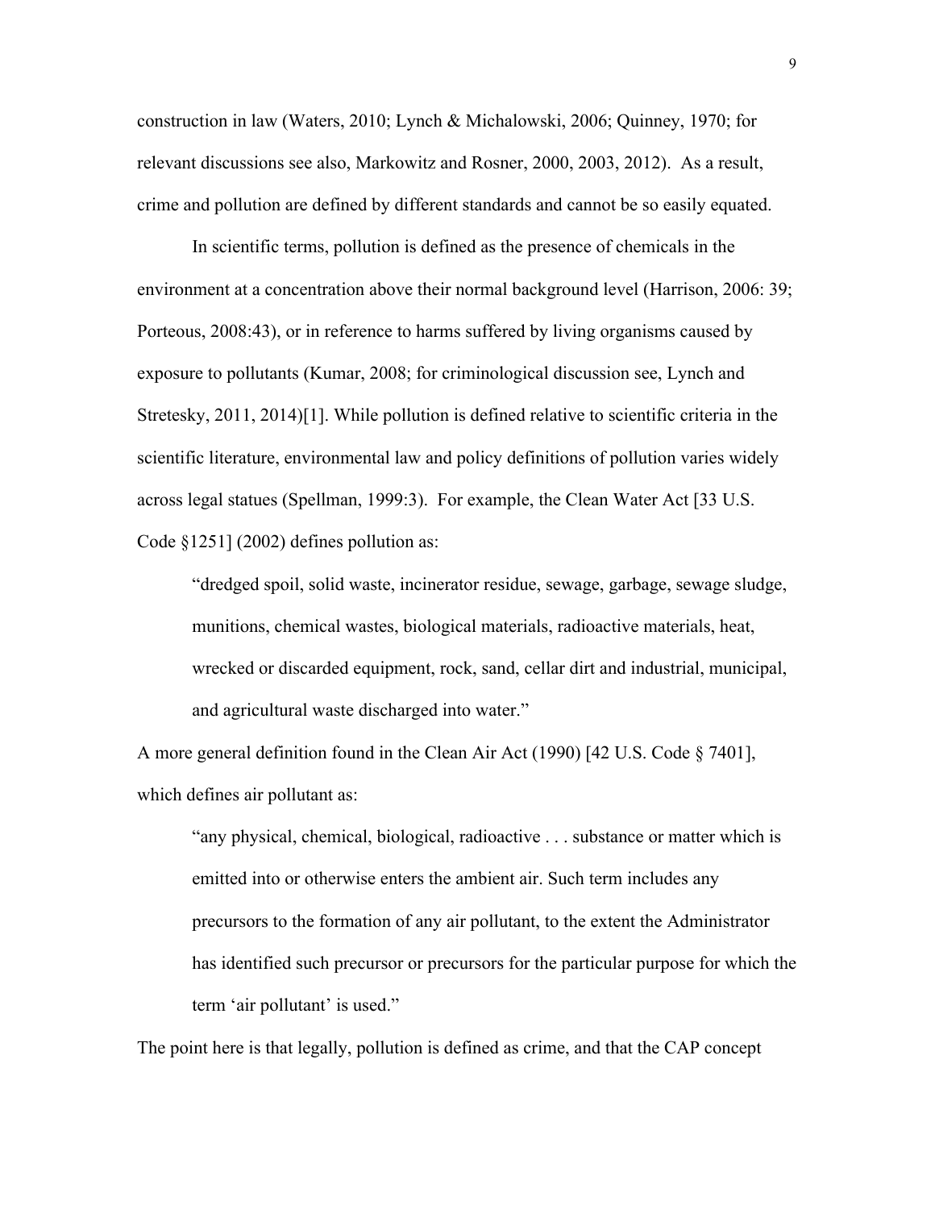construction in law (Waters, 2010; Lynch & Michalowski, 2006; Quinney, 1970; for relevant discussions see also, Markowitz and Rosner, 2000, 2003, 2012). As a result, crime and pollution are defined by different standards and cannot be so easily equated.

In scientific terms, pollution is defined as the presence of chemicals in the environment at a concentration above their normal background level (Harrison, 2006: 39; Porteous, 2008:43), or in reference to harms suffered by living organisms caused by exposure to pollutants (Kumar, 2008; for criminological discussion see, Lynch and Stretesky, 2011, 2014)[1]. While pollution is defined relative to scientific criteria in the scientific literature, environmental law and policy definitions of pollution varies widely across legal statues (Spellman, 1999:3). For example, the Clean Water Act [33 U.S. Code §1251] (2002) defines pollution as:

> "dredged spoil, solid waste, incinerator residue, sewage, garbage, sewage sludge, munitions, chemical wastes, biological materials, radioactive materials, heat, wrecked or discarded equipment, rock, sand, cellar dirt and industrial, municipal, and agricultural waste discharged into water."

A more general definition found in the Clean Air Act (1990) [42 U.S. Code § 7401], which defines air pollutant as:

> "any physical, chemical, biological, radioactive . . . substance or matter which is emitted into or otherwise enters the ambient air. Such term includes any precursors to the formation of any air pollutant, to the extent the Administrator has identified such precursor or precursors for the particular purpose for which the term 'air pollutant' is used."

The point here is that legally, pollution is defined as crime, and that the CAP concept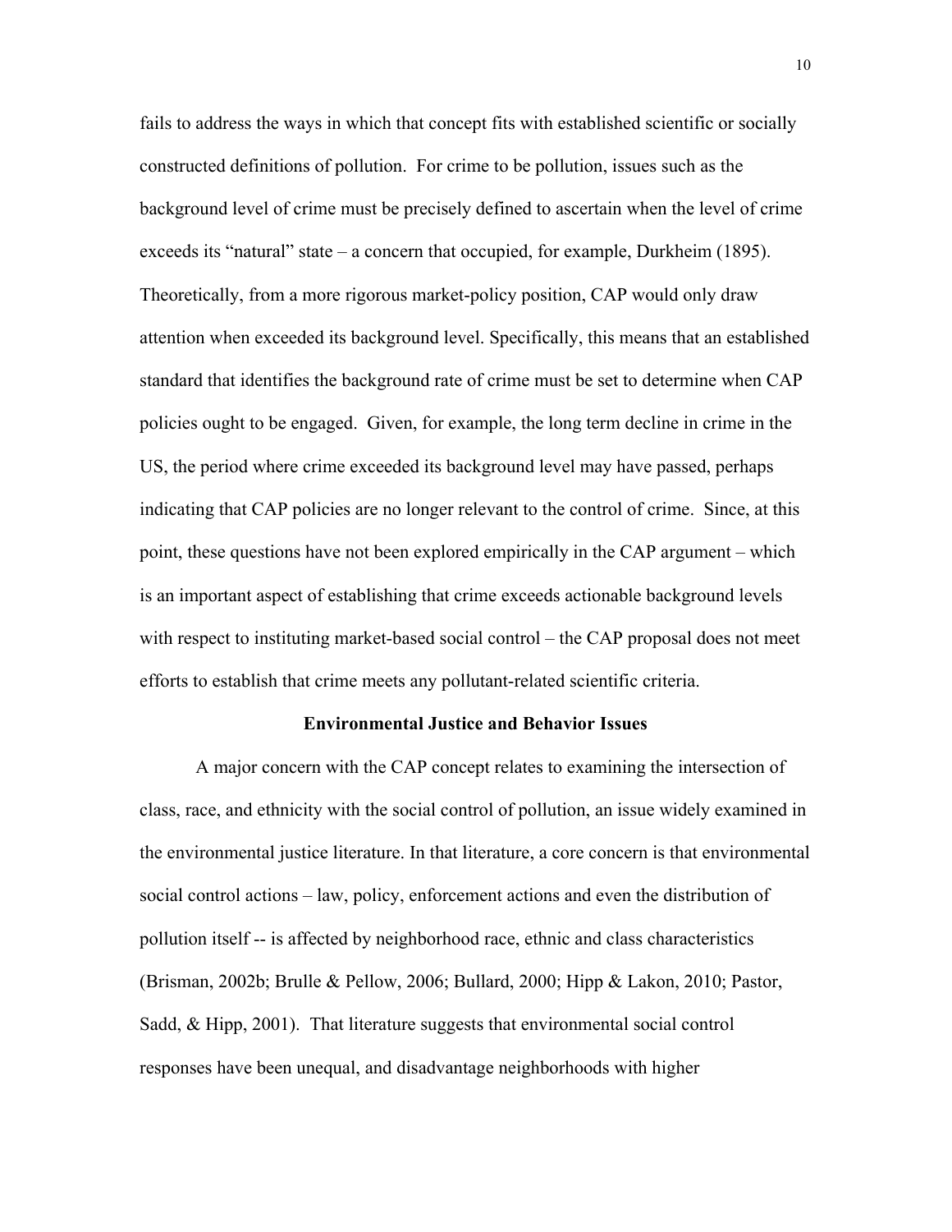fails to address the ways in which that concept fits with established scientific or socially constructed definitions of pollution. For crime to be pollution, issues such as the background level of crime must be precisely defined to ascertain when the level of crime exceeds its "natural" state – a concern that occupied, for example, Durkheim (1895). Theoretically, from a more rigorous market-policy position, CAP would only draw attention when exceeded its background level. Specifically, this means that an established standard that identifies the background rate of crime must be set to determine when CAP policies ought to be engaged. Given, for example, the long term decline in crime in the US, the period where crime exceeded its background level may have passed, perhaps indicating that CAP policies are no longer relevant to the control of crime. Since, at this point, these questions have not been explored empirically in the CAP argument – which is an important aspect of establishing that crime exceeds actionable background levels with respect to instituting market-based social control – the CAP proposal does not meet efforts to establish that crime meets any pollutant-related scientific criteria.

## Environmental Justice and Behavior Issues

A major concern with the CAP concept relates to examining the intersection of class, race, and ethnicity with the social control of pollution, an issue widely examined in the environmental justice literature. In that literature, a core concern is that environmental social control actions – law, policy, enforcement actions and even the distribution of pollution itself -- is affected by neighborhood race, ethnic and class characteristics (Brisman, 2002b; Brulle & Pellow, 2006; Bullard, 2000; Hipp & Lakon, 2010; Pastor, Sadd, & Hipp, 2001). That literature suggests that environmental social control responses have been unequal, and disadvantage neighborhoods with higher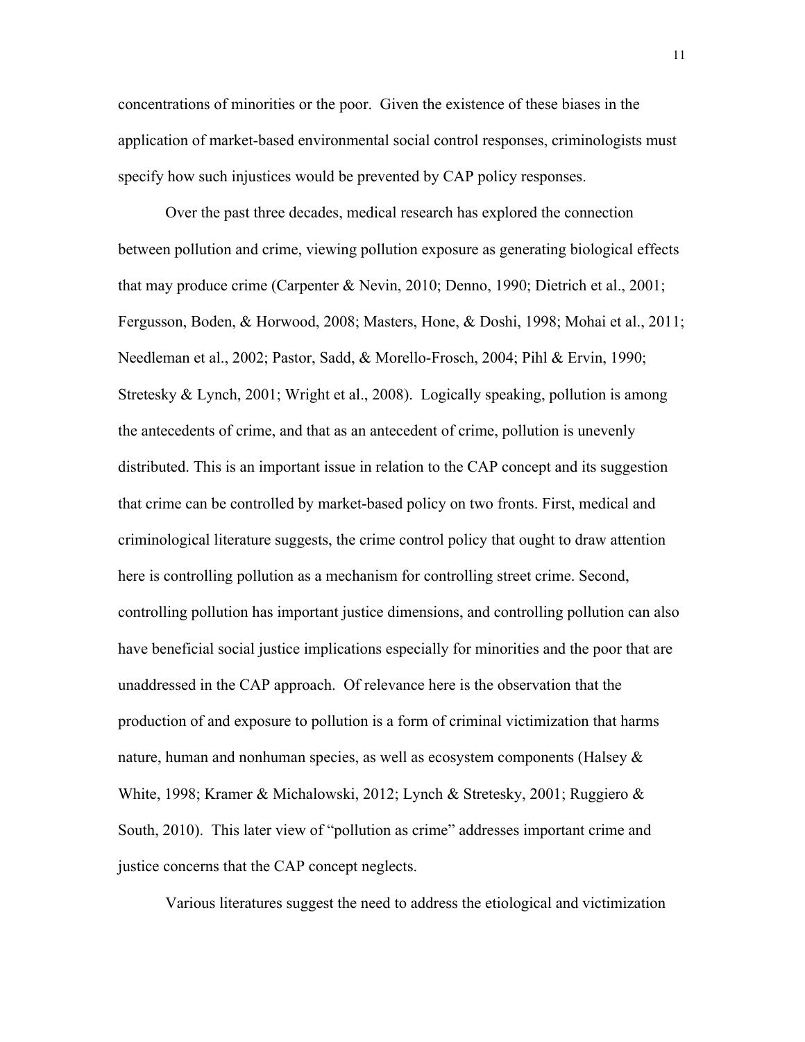concentrations of minorities or the poor. Given the existence of these biases in the application of market-based environmental social control responses, criminologists must specify how such injustices would be prevented by CAP policy responses.

Over the past three decades, medical research has explored the connection between pollution and crime, viewing pollution exposure as generating biological effects that may produce crime (Carpenter & Nevin, 2010; Denno, 1990; Dietrich et al., 2001; Fergusson, Boden, & Horwood, 2008; Masters, Hone, & Doshi, 1998; Mohai et al., 2011; Needleman et al., 2002; Pastor, Sadd, & Morello-Frosch, 2004; Pihl & Ervin, 1990; Stretesky & Lynch, 2001; Wright et al., 2008). Logically speaking, pollution is among the antecedents of crime, and that as an antecedent of crime, pollution is unevenly distributed. This is an important issue in relation to the CAP concept and its suggestion that crime can be controlled by market-based policy on two fronts. First, medical and criminological literature suggests, the crime control policy that ought to draw attention here is controlling pollution as a mechanism for controlling street crime. Second, controlling pollution has important justice dimensions, and controlling pollution can also have beneficial social justice implications especially for minorities and the poor that are unaddressed in the CAP approach. Of relevance here is the observation that the production of and exposure to pollution is a form of criminal victimization that harms nature, human and nonhuman species, as well as ecosystem components (Halsey & White, 1998; Kramer & Michalowski, 2012; Lynch & Stretesky, 2001; Ruggiero & South, 2010). This later view of "pollution as crime" addresses important crime and justice concerns that the CAP concept neglects.

Various literatures suggest the need to address the etiological and victimization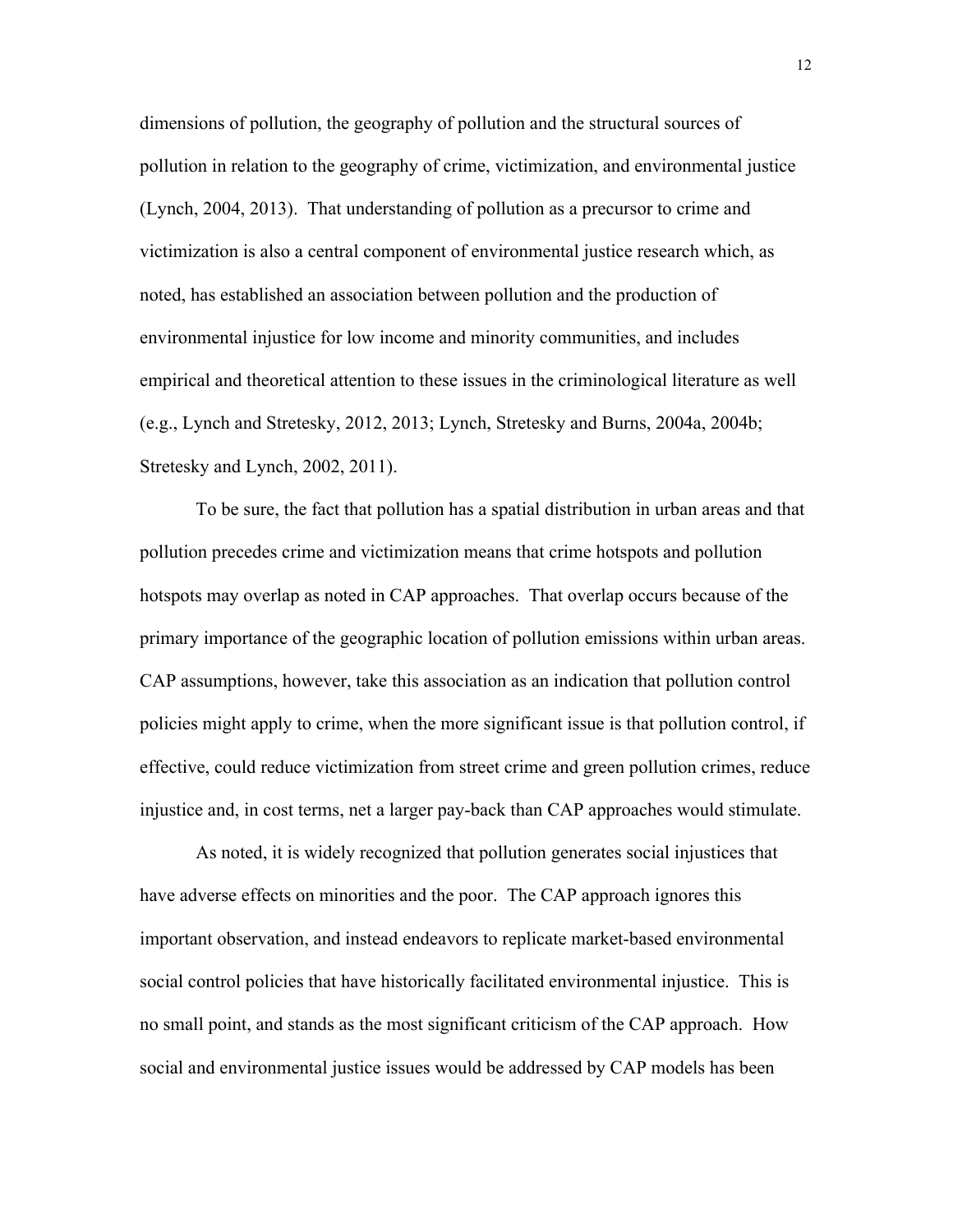dimensions of pollution, the geography of pollution and the structural sources of pollution in relation to the geography of crime, victimization, and environmental justice (Lynch, 2004, 2013). That understanding of pollution as a precursor to crime and victimization is also a central component of environmental justice research which, as noted, has established an association between pollution and the production of environmental injustice for low income and minority communities, and includes empirical and theoretical attention to these issues in the criminological literature as well (e.g., Lynch and Stretesky, 2012, 2013; Lynch, Stretesky and Burns, 2004a, 2004b; Stretesky and Lynch, 2002, 2011).

To be sure, the fact that pollution has a spatial distribution in urban areas and that pollution precedes crime and victimization means that crime hotspots and pollution hotspots may overlap as noted in CAP approaches. That overlap occurs because of the primary importance of the geographic location of pollution emissions within urban areas. CAP assumptions, however, take this association as an indication that pollution control policies might apply to crime, when the more significant issue is that pollution control, if effective, could reduce victimization from street crime and green pollution crimes, reduce injustice and, in cost terms, net a larger pay-back than CAP approaches would stimulate.

As noted, it is widely recognized that pollution generates social injustices that have adverse effects on minorities and the poor. The CAP approach ignores this important observation, and instead endeavors to replicate market-based environmental social control policies that have historically facilitated environmental injustice. This is no small point, and stands as the most significant criticism of the CAP approach. How social and environmental justice issues would be addressed by CAP models has been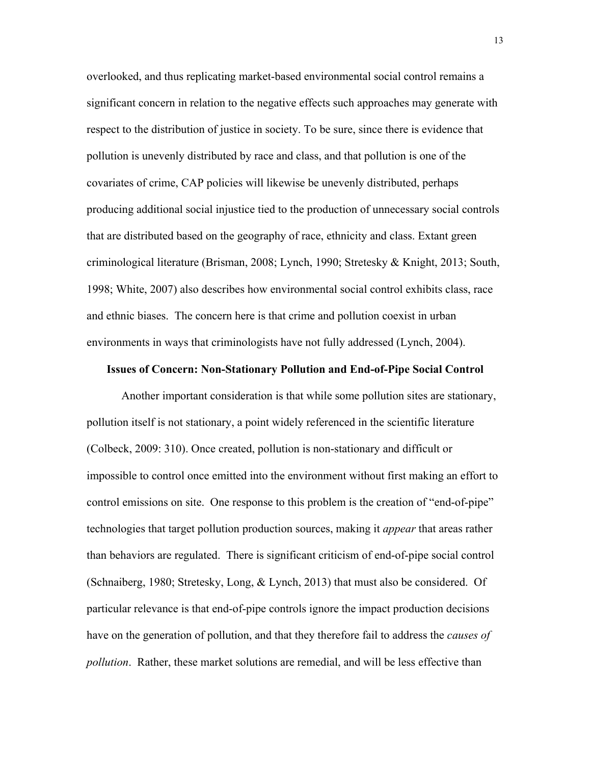overlooked, and thus replicating market-based environmental social control remains a significant concern in relation to the negative effects such approaches may generate with respect to the distribution of justice in society. To be sure, since there is evidence that pollution is unevenly distributed by race and class, and that pollution is one of the covariates of crime, CAP policies will likewise be unevenly distributed, perhaps producing additional social injustice tied to the production of unnecessary social controls that are distributed based on the geography of race, ethnicity and class. Extant green criminological literature (Brisman, 2008; Lynch, 1990; Stretesky & Knight, 2013; South, 1998; White, 2007) also describes how environmental social control exhibits class, race and ethnic biases. The concern here is that crime and pollution coexist in urban environments in ways that criminologists have not fully addressed (Lynch, 2004).

**Issues of Concern: Non-Stationary Pollution and End-of-Pipe Social Control**

Another important consideration is that while some pollution sites are stationary, pollution itself is not stationary, a point widely referenced in the scientific literature (Colbeck, 2009: 310). Once created, pollution is non-stationary and difficult or impossible to control once emitted into the environment without first making an effort to control emissions on site. One response to this problem is the creation of "end-of-pipe" technologies that target pollution production sources, making it *appear* that areas rather than behaviors are regulated. There is significant criticism of end-of-pipe social control (Schnaiberg, 1980; Stretesky, Long, & Lynch, 2013) that must also be considered. Of particular relevance is that end-of-pipe controls ignore the impact production decisions have on the generation of pollution, and that they therefore fail to address the *causes of pollution*. Rather, these market solutions are remedial, and will be less effective than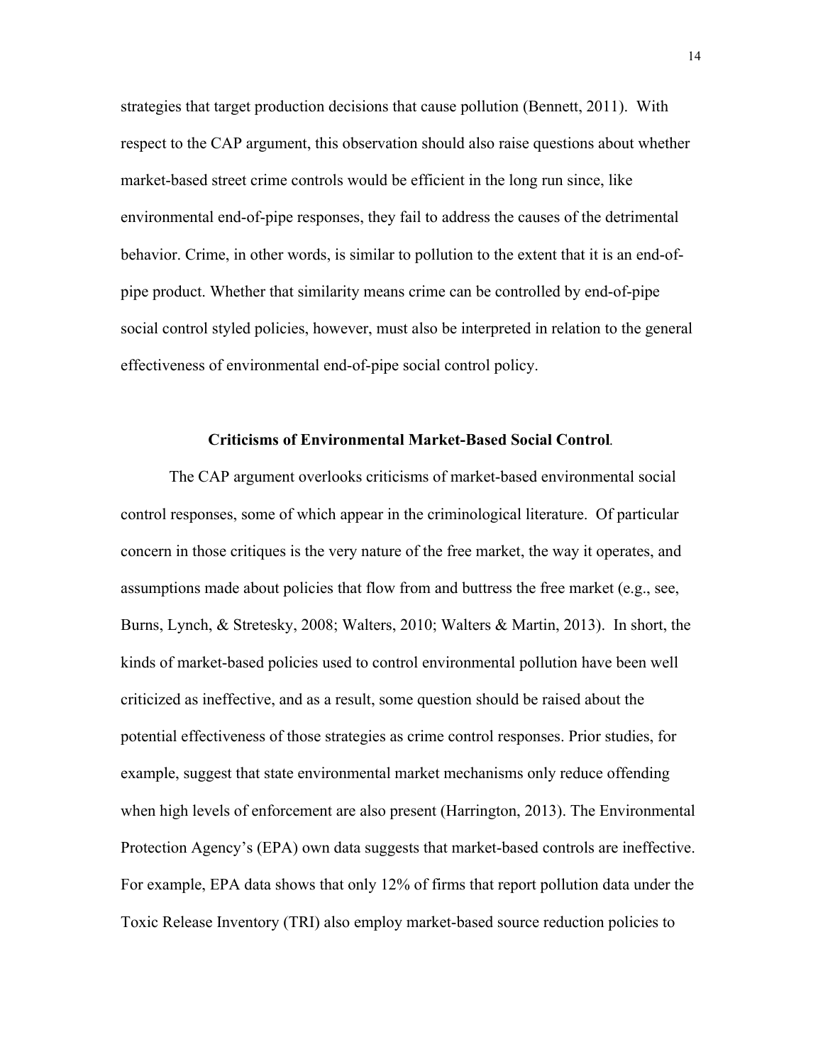strategies that target production decisions that cause pollution (Bennett, 2011). With respect to the CAP argument, this observation should also raise questions about whether market-based street crime controls would be efficient in the long run since, like environmental end-of-pipe responses, they fail to address the causes of the detrimental behavior. Crime, in other words, is similar to pollution to the extent that it is an end-of-pipe product. Whether that similarity means crime can be controlled by end-of-pipe social control styled policies, however, must also be interpreted in relation to the general effectiveness of environmental end-of-pipe social control policy.

### Criticisms of Environmental Market-Based Social Control.

The CAP argument overlooks criticisms of market-based environmental social control responses, some of which appear in the criminological literature. Of particular concern in those critiques is the very nature of the free market, the way it operates, and assumptions made about policies that flow from and buttress the free market (e.g., see, Burns, Lynch, & Stretesky, 2008; Walters, 2010; Walters & Martin, 2013). In short, the kinds of market-based policies used to control environmental pollution have been well criticized as ineffective, and as a result, some question should be raised about the potential effectiveness of those strategies as crime control responses. Prior studies, for example, suggest that state environmental market mechanisms only reduce offending when high levels of enforcement are also present (Harrington, 2013). The Environmental Protection Agency's (EPA) own data suggests that market-based controls are ineffective. For example, EPA data shows that only 12% of firms that report pollution data under the Toxic Release Inventory (TRI) also employ market-based source reduction policies to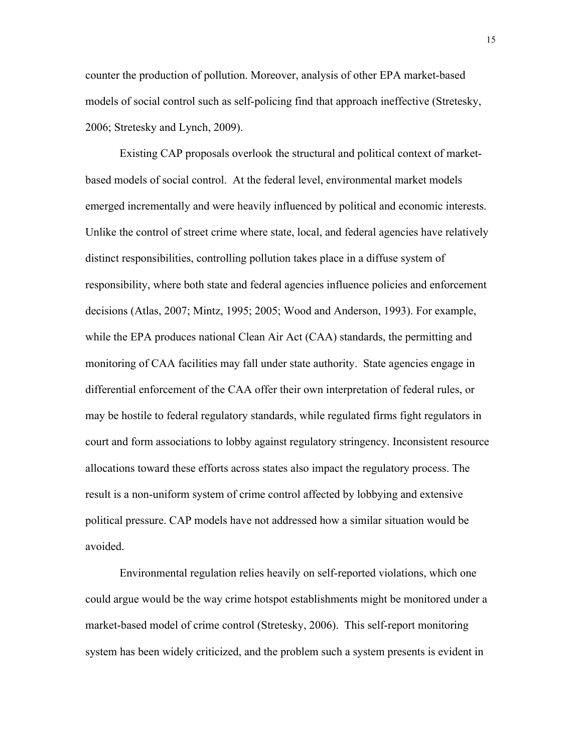counter the production of pollution. Moreover, analysis of other EPA market-based models of social control such as self-policing find that approach ineffective (Stretesky, 2006; Stretesky and Lynch, 2009).

Existing CAP proposals overlook the structural and political context of market-based models of social control. At the federal level, environmental market models emerged incrementally and were heavily influenced by political and economic interests. Unlike the control of street crime where state, local, and federal agencies have relatively distinct responsibilities, controlling pollution takes place in a diffuse system of responsibility, where both state and federal agencies influence policies and enforcement decisions (Atlas, 2007; Mintz, 1995; 2005; Wood and Anderson, 1993). For example, while the EPA produces national Clean Air Act (CAA) standards, the permitting and monitoring of CAA facilities may fall under state authority. State agencies engage in differential enforcement of the CAA offer their own interpretation of federal rules, or may be hostile to federal regulatory standards, while regulated firms fight regulators in court and form associations to lobby against regulatory stringency. Inconsistent resource allocations toward these efforts across states also impact the regulatory process. The result is a non-uniform system of crime control affected by lobbying and extensive political pressure. CAP models have not addressed how a similar situation would be avoided.

Environmental regulation relies heavily on self-reported violations, which one could argue would be the way crime hotspot establishments might be monitored under a market-based model of crime control (Stretesky, 2006). This self-report monitoring system has been widely criticized, and the problem such a system presents is evident in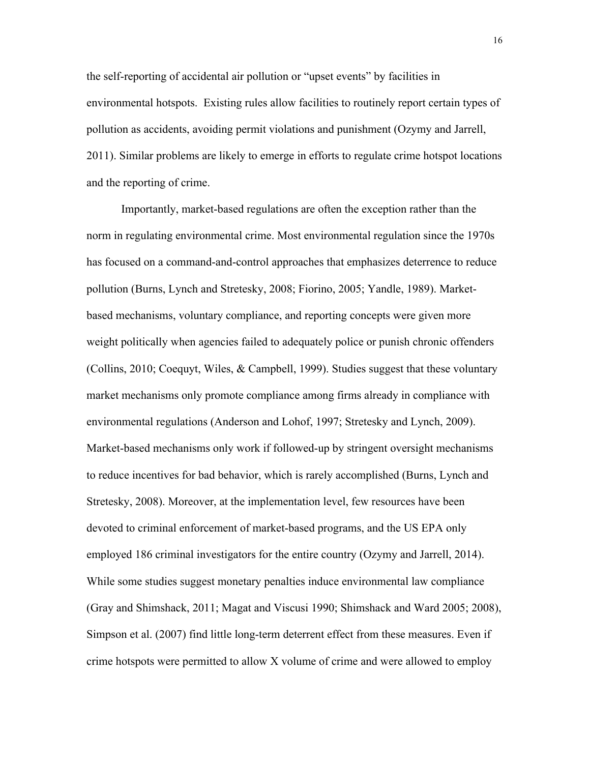the self-reporting of accidental air pollution or "upset events" by facilities in environmental hotspots. Existing rules allow facilities to routinely report certain types of pollution as accidents, avoiding permit violations and punishment (Ozymy and Jarrell, 2011). Similar problems are likely to emerge in efforts to regulate crime hotspot locations and the reporting of crime.

Importantly, market-based regulations are often the exception rather than the norm in regulating environmental crime. Most environmental regulation since the 1970s has focused on a command-and-control approaches that emphasizes deterrence to reduce pollution (Burns, Lynch and Stretesky, 2008; Fiorino, 2005; Yandle, 1989). Market-based mechanisms, voluntary compliance, and reporting concepts were given more weight politically when agencies failed to adequately police or punish chronic offenders (Collins, 2010; Coequyt, Wiles, & Campbell, 1999). Studies suggest that these voluntary market mechanisms only promote compliance among firms already in compliance with environmental regulations (Anderson and Lohof, 1997; Stretesky and Lynch, 2009). Market-based mechanisms only work if followed-up by stringent oversight mechanisms to reduce incentives for bad behavior, which is rarely accomplished (Burns, Lynch and Stretesky, 2008). Moreover, at the implementation level, few resources have been devoted to criminal enforcement of market-based programs, and the US EPA only employed 186 criminal investigators for the entire country (Ozymy and Jarrell, 2014). While some studies suggest monetary penalties induce environmental law compliance (Gray and Shimshack, 2011; Magat and Viscusi 1990; Shimshack and Ward 2005; 2008), Simpson et al. (2007) find little long-term deterrent effect from these measures. Even if crime hotspots were permitted to allow X volume of crime and were allowed to employ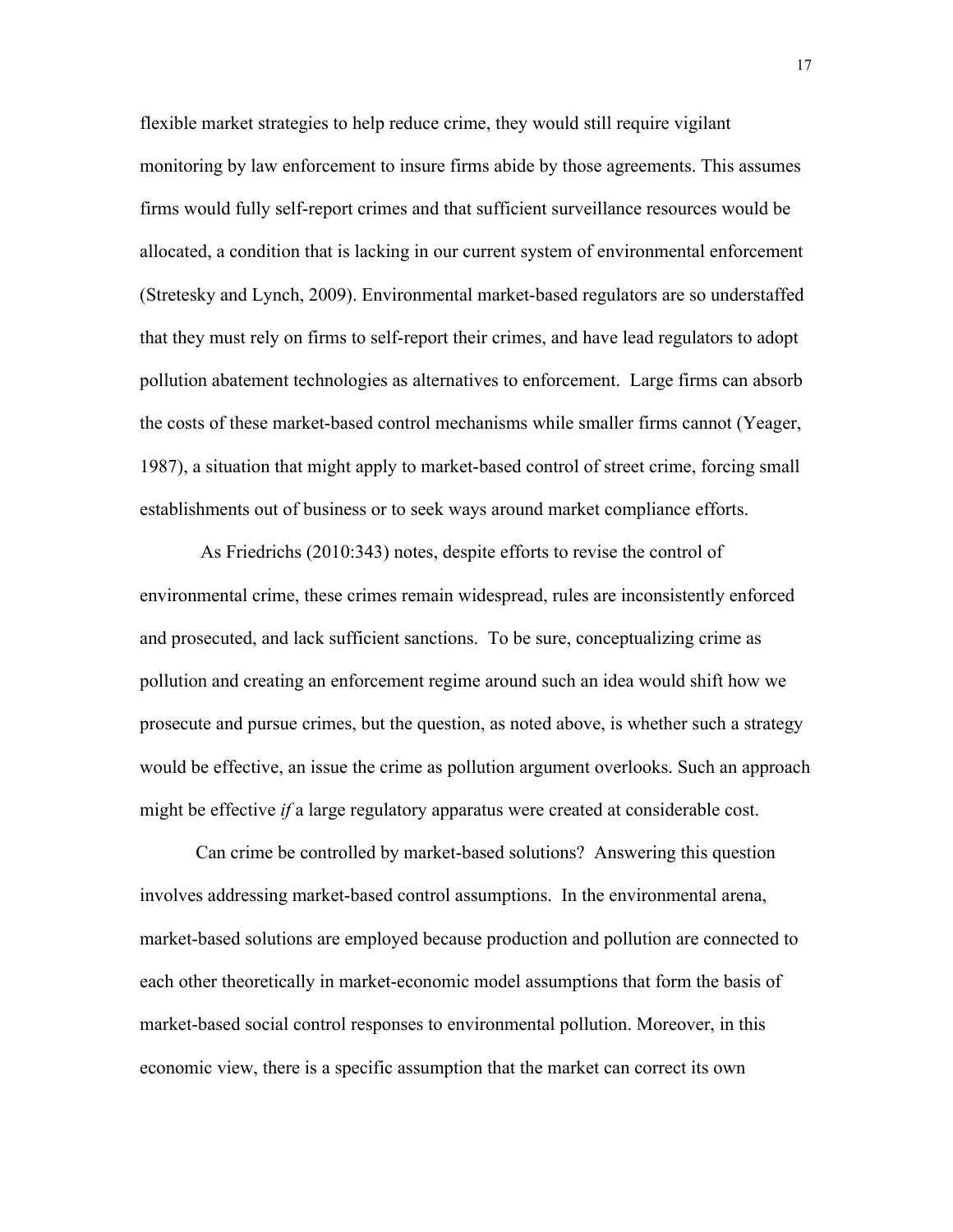flexible market strategies to help reduce crime, they would still require vigilant monitoring by law enforcement to insure firms abide by those agreements. This assumes firms would fully self-report crimes and that sufficient surveillance resources would be allocated, a condition that is lacking in our current system of environmental enforcement (Stretesky and Lynch, 2009). Environmental market-based regulators are so understaffed that they must rely on firms to self-report their crimes, and have lead regulators to adopt pollution abatement technologies as alternatives to enforcement. Large firms can absorb the costs of these market-based control mechanisms while smaller firms cannot (Yeager, 1987), a situation that might apply to market-based control of street crime, forcing small establishments out of business or to seek ways around market compliance efforts.

As Friedrichs (2010:343) notes, despite efforts to revise the control of environmental crime, these crimes remain widespread, rules are inconsistently enforced and prosecuted, and lack sufficient sanctions. To be sure, conceptualizing crime as pollution and creating an enforcement regime around such an idea would shift how we prosecute and pursue crimes, but the question, as noted above, is whether such a strategy would be effective, an issue the crime as pollution argument overlooks. Such an approach might be effective *if* a large regulatory apparatus were created at considerable cost.

Can crime be controlled by market-based solutions? Answering this question involves addressing market-based control assumptions. In the environmental arena, market-based solutions are employed because production and pollution are connected to each other theoretically in market-economic model assumptions that form the basis of market-based social control responses to environmental pollution. Moreover, in this economic view, there is a specific assumption that the market can correct its own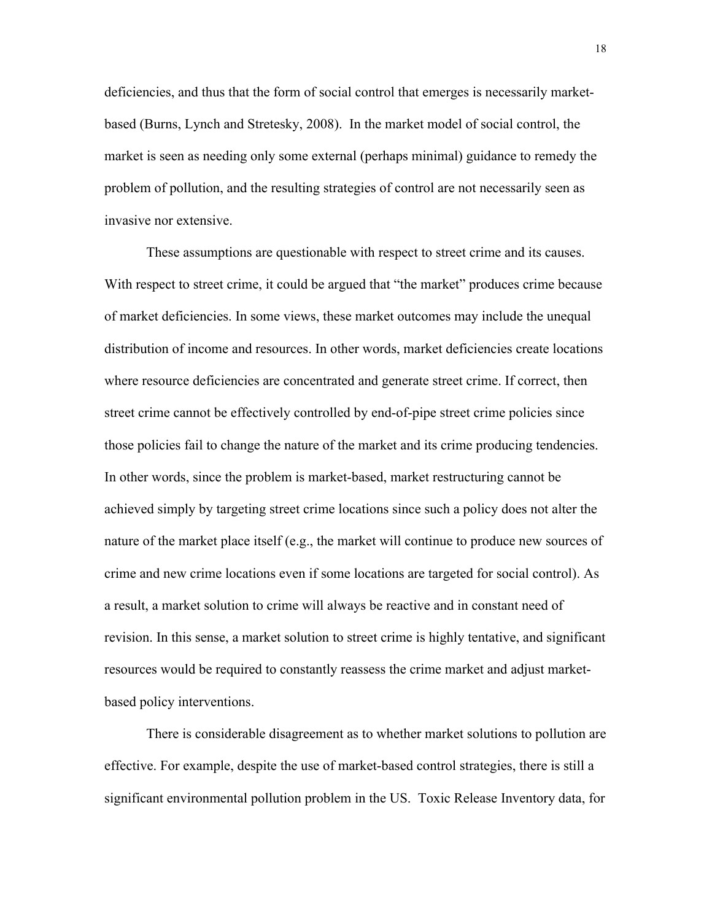deficiencies, and thus that the form of social control that emerges is necessarily market-based (Burns, Lynch and Stretesky, 2008). In the market model of social control, the market is seen as needing only some external (perhaps minimal) guidance to remedy the problem of pollution, and the resulting strategies of control are not necessarily seen as invasive nor extensive.

These assumptions are questionable with respect to street crime and its causes. With respect to street crime, it could be argued that "the market" produces crime because of market deficiencies. In some views, these market outcomes may include the unequal distribution of income and resources. In other words, market deficiencies create locations where resource deficiencies are concentrated and generate street crime. If correct, then street crime cannot be effectively controlled by end-of-pipe street crime policies since those policies fail to change the nature of the market and its crime producing tendencies. In other words, since the problem is market-based, market restructuring cannot be achieved simply by targeting street crime locations since such a policy does not alter the nature of the market place itself (e.g., the market will continue to produce new sources of crime and new crime locations even if some locations are targeted for social control). As a result, a market solution to crime will always be reactive and in constant need of revision. In this sense, a market solution to street crime is highly tentative, and significant resources would be required to constantly reassess the crime market and adjust market-based policy interventions.

There is considerable disagreement as to whether market solutions to pollution are effective. For example, despite the use of market-based control strategies, there is still a significant environmental pollution problem in the US. Toxic Release Inventory data, for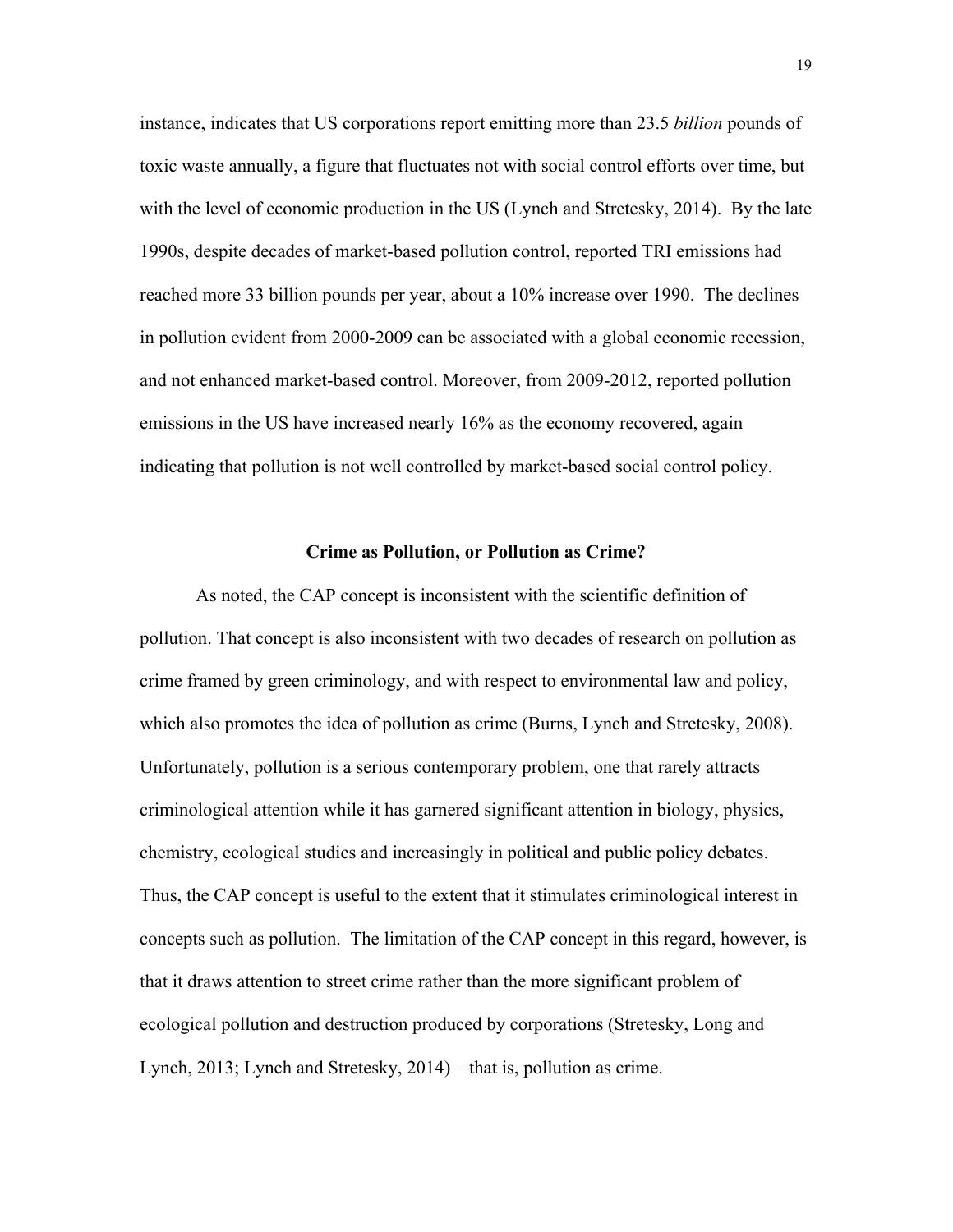instance, indicates that US corporations report emitting more than 23.5 *billion* pounds of toxic waste annually, a figure that fluctuates not with social control efforts over time, but with the level of economic production in the US (Lynch and Stretesky, 2014). By the late 1990s, despite decades of market-based pollution control, reported TRI emissions had reached more 33 billion pounds per year, about a 10% increase over 1990. The declines in pollution evident from 2000-2009 can be associated with a global economic recession, and not enhanced market-based control. Moreover, from 2009-2012, reported pollution emissions in the US have increased nearly 16% as the economy recovered, again indicating that pollution is not well controlled by market-based social control policy.

## Crime as Pollution, or Pollution as Crime?

As noted, the CAP concept is inconsistent with the scientific definition of pollution. That concept is also inconsistent with two decades of research on pollution as crime framed by green criminology, and with respect to environmental law and policy, which also promotes the idea of pollution as crime (Burns, Lynch and Stretesky, 2008). Unfortunately, pollution is a serious contemporary problem, one that rarely attracts criminological attention while it has garnered significant attention in biology, physics, chemistry, ecological studies and increasingly in political and public policy debates. Thus, the CAP concept is useful to the extent that it stimulates criminological interest in concepts such as pollution. The limitation of the CAP concept in this regard, however, is that it draws attention to street crime rather than the more significant problem of ecological pollution and destruction produced by corporations (Stretesky, Long and Lynch, 2013; Lynch and Stretesky, 2014) – that is, pollution as crime.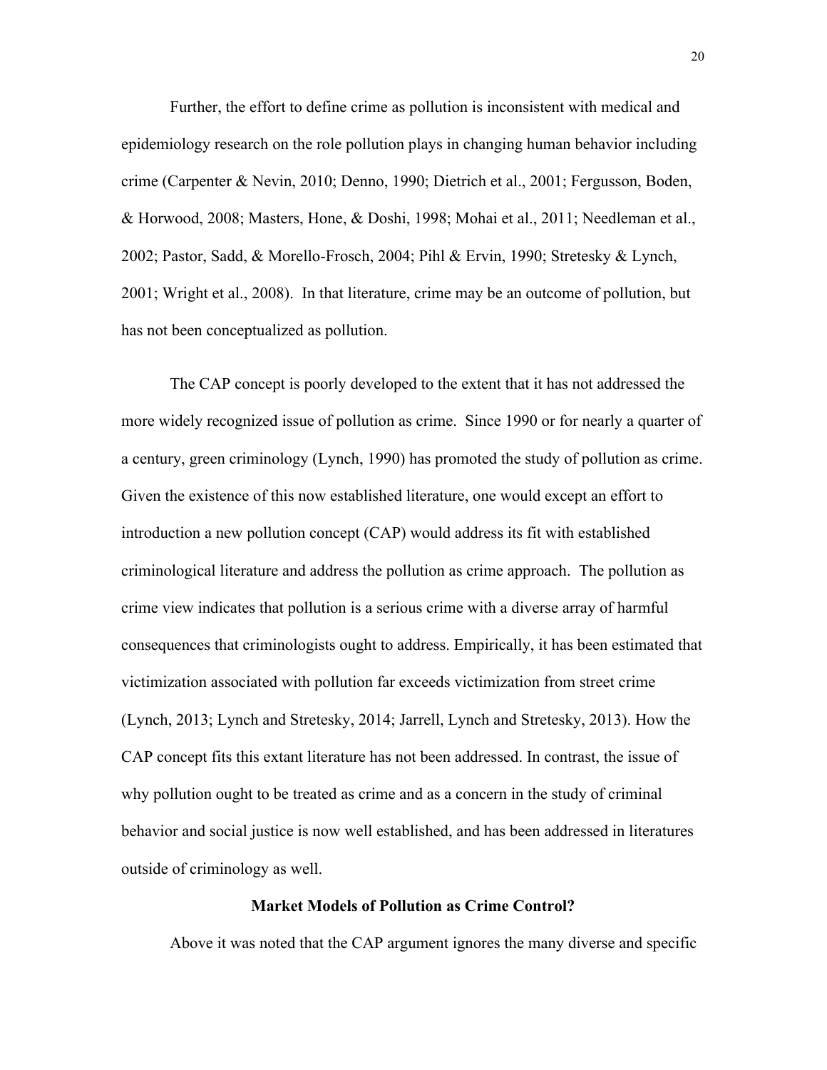Further, the effort to define crime as pollution is inconsistent with medical and epidemiology research on the role pollution plays in changing human behavior including crime (Carpenter & Nevin, 2010; Denno, 1990; Dietrich et al., 2001; Fergusson, Boden, & Horwood, 2008; Masters, Hone, & Doshi, 1998; Mohai et al., 2011; Needleman et al., 2002; Pastor, Sadd, & Morello-Frosch, 2004; Pihl & Ervin, 1990; Stretesky & Lynch, 2001; Wright et al., 2008). In that literature, crime may be an outcome of pollution, but has not been conceptualized as pollution.

The CAP concept is poorly developed to the extent that it has not addressed the more widely recognized issue of pollution as crime. Since 1990 or for nearly a quarter of a century, green criminology (Lynch, 1990) has promoted the study of pollution as crime. Given the existence of this now established literature, one would except an effort to introduction a new pollution concept (CAP) would address its fit with established criminological literature and address the pollution as crime approach. The pollution as crime view indicates that pollution is a serious crime with a diverse array of harmful consequences that criminologists ought to address. Empirically, it has been estimated that victimization associated with pollution far exceeds victimization from street crime (Lynch, 2013; Lynch and Stretesky, 2014; Jarrell, Lynch and Stretesky, 2013). How the CAP concept fits this extant literature has not been addressed. In contrast, the issue of why pollution ought to be treated as crime and as a concern in the study of criminal behavior and social justice is now well established, and has been addressed in literatures outside of criminology as well.

### Market Models of Pollution as Crime Control?

Above it was noted that the CAP argument ignores the many diverse and specific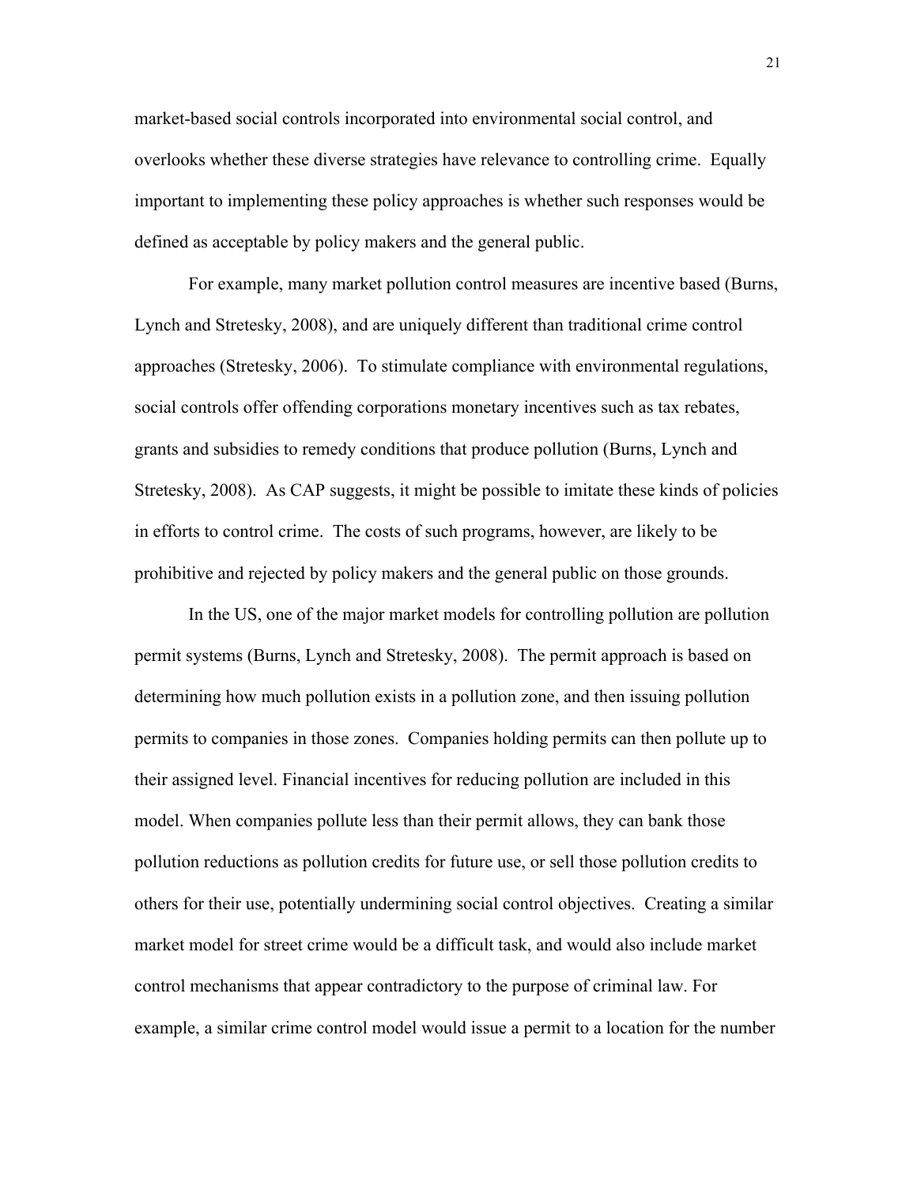market-based social controls incorporated into environmental social control, and overlooks whether these diverse strategies have relevance to controlling crime. Equally important to implementing these policy approaches is whether such responses would be defined as acceptable by policy makers and the general public.

For example, many market pollution control measures are incentive based (Burns, Lynch and Stretesky, 2008), and are uniquely different than traditional crime control approaches (Stretesky, 2006). To stimulate compliance with environmental regulations, social controls offer offending corporations monetary incentives such as tax rebates, grants and subsidies to remedy conditions that produce pollution (Burns, Lynch and Stretesky, 2008). As CAP suggests, it might be possible to imitate these kinds of policies in efforts to control crime. The costs of such programs, however, are likely to be prohibitive and rejected by policy makers and the general public on those grounds.

In the US, one of the major market models for controlling pollution are pollution permit systems (Burns, Lynch and Stretesky, 2008). The permit approach is based on determining how much pollution exists in a pollution zone, and then issuing pollution permits to companies in those zones. Companies holding permits can then pollute up to their assigned level. Financial incentives for reducing pollution are included in this model. When companies pollute less than their permit allows, they can bank those pollution reductions as pollution credits for future use, or sell those pollution credits to others for their use, potentially undermining social control objectives. Creating a similar market model for street crime would be a difficult task, and would also include market control mechanisms that appear contradictory to the purpose of criminal law. For example, a similar crime control model would issue a permit to a location for the number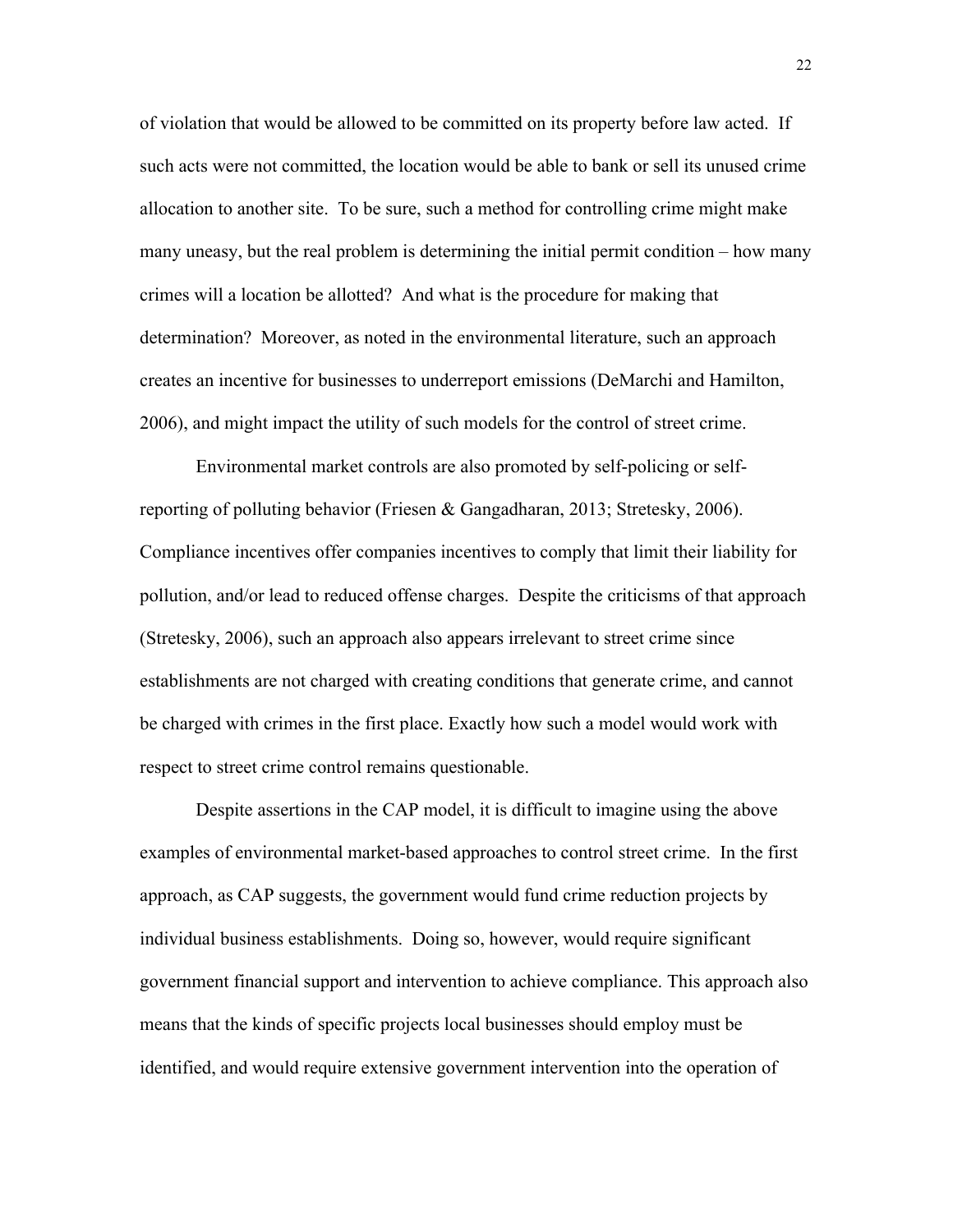of violation that would be allowed to be committed on its property before law acted. If such acts were not committed, the location would be able to bank or sell its unused crime allocation to another site. To be sure, such a method for controlling crime might make many uneasy, but the real problem is determining the initial permit condition – how many crimes will a location be allotted? And what is the procedure for making that determination? Moreover, as noted in the environmental literature, such an approach creates an incentive for businesses to underreport emissions (DeMarchi and Hamilton, 2006), and might impact the utility of such models for the control of street crime.

Environmental market controls are also promoted by self-policing or self-reporting of polluting behavior (Friesen & Gangadharan, 2013; Stretesky, 2006). Compliance incentives offer companies incentives to comply that limit their liability for pollution, and/or lead to reduced offense charges. Despite the criticisms of that approach (Stretesky, 2006), such an approach also appears irrelevant to street crime since establishments are not charged with creating conditions that generate crime, and cannot be charged with crimes in the first place. Exactly how such a model would work with respect to street crime control remains questionable.

Despite assertions in the CAP model, it is difficult to imagine using the above examples of environmental market-based approaches to control street crime. In the first approach, as CAP suggests, the government would fund crime reduction projects by individual business establishments. Doing so, however, would require significant government financial support and intervention to achieve compliance. This approach also means that the kinds of specific projects local businesses should employ must be identified, and would require extensive government intervention into the operation of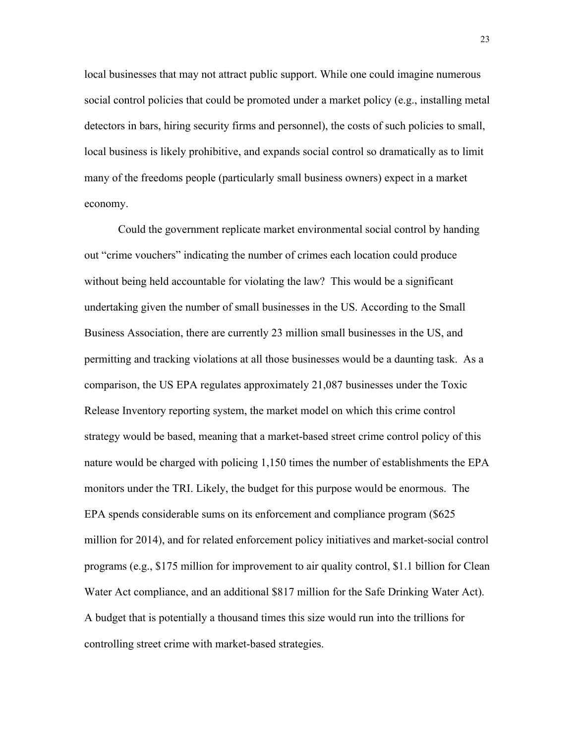local businesses that may not attract public support. While one could imagine numerous social control policies that could be promoted under a market policy (e.g., installing metal detectors in bars, hiring security firms and personnel), the costs of such policies to small, local business is likely prohibitive, and expands social control so dramatically as to limit many of the freedoms people (particularly small business owners) expect in a market economy.

Could the government replicate market environmental social control by handing out "crime vouchers" indicating the number of crimes each location could produce without being held accountable for violating the law? This would be a significant undertaking given the number of small businesses in the US. According to the Small Business Association, there are currently 23 million small businesses in the US, and permitting and tracking violations at all those businesses would be a daunting task. As a comparison, the US EPA regulates approximately 21,087 businesses under the Toxic Release Inventory reporting system, the market model on which this crime control strategy would be based, meaning that a market-based street crime control policy of this nature would be charged with policing 1,150 times the number of establishments the EPA monitors under the TRI. Likely, the budget for this purpose would be enormous. The EPA spends considerable sums on its enforcement and compliance program ($625 million for 2014), and for related enforcement policy initiatives and market-social control programs (e.g., $175 million for improvement to air quality control, $1.1 billion for Clean Water Act compliance, and an additional $817 million for the Safe Drinking Water Act). A budget that is potentially a thousand times this size would run into the trillions for controlling street crime with market-based strategies.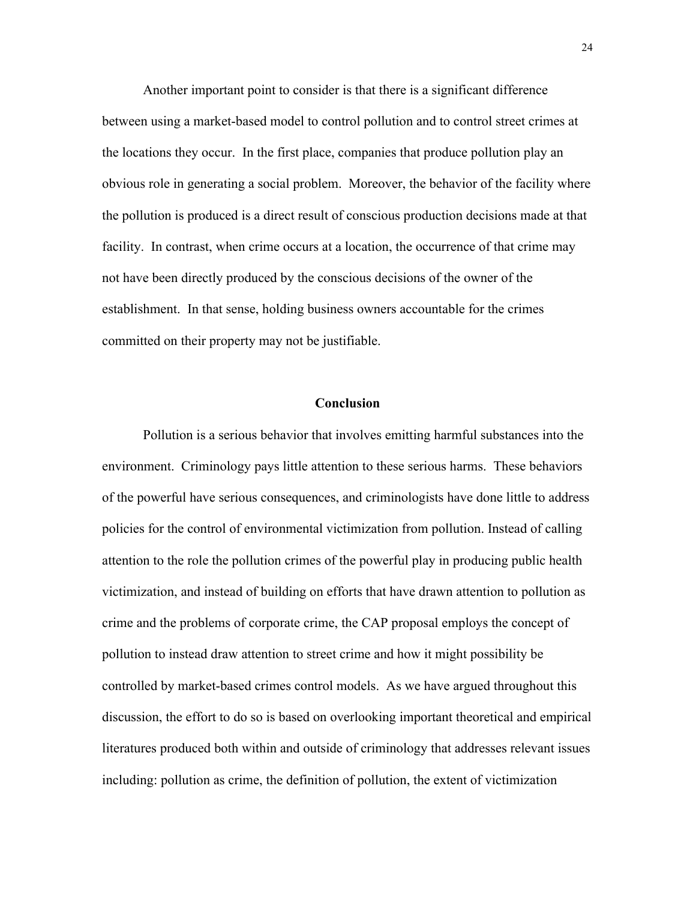Another important point to consider is that there is a significant difference between using a market-based model to control pollution and to control street crimes at the locations they occur. In the first place, companies that produce pollution play an obvious role in generating a social problem. Moreover, the behavior of the facility where the pollution is produced is a direct result of conscious production decisions made at that facility. In contrast, when crime occurs at a location, the occurrence of that crime may not have been directly produced by the conscious decisions of the owner of the establishment. In that sense, holding business owners accountable for the crimes committed on their property may not be justifiable.

## Conclusion

Pollution is a serious behavior that involves emitting harmful substances into the environment. Criminology pays little attention to these serious harms. These behaviors of the powerful have serious consequences, and criminologists have done little to address policies for the control of environmental victimization from pollution. Instead of calling attention to the role the pollution crimes of the powerful play in producing public health victimization, and instead of building on efforts that have drawn attention to pollution as crime and the problems of corporate crime, the CAP proposal employs the concept of pollution to instead draw attention to street crime and how it might possibility be controlled by market-based crimes control models. As we have argued throughout this discussion, the effort to do so is based on overlooking important theoretical and empirical literatures produced both within and outside of criminology that addresses relevant issues including: pollution as crime, the definition of pollution, the extent of victimization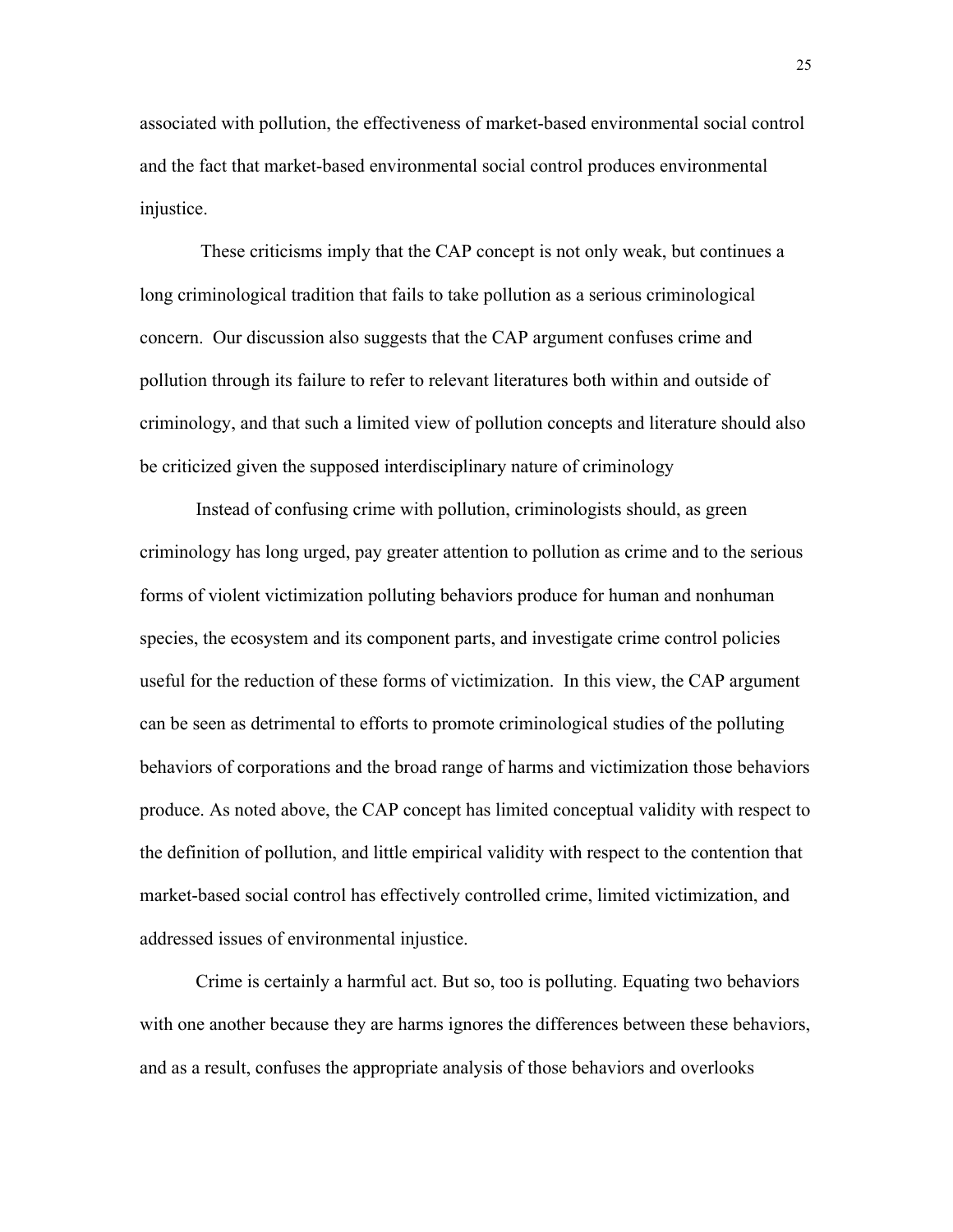associated with pollution, the effectiveness of market-based environmental social control and the fact that market-based environmental social control produces environmental injustice.

These criticisms imply that the CAP concept is not only weak, but continues a long criminological tradition that fails to take pollution as a serious criminological concern. Our discussion also suggests that the CAP argument confuses crime and pollution through its failure to refer to relevant literatures both within and outside of criminology, and that such a limited view of pollution concepts and literature should also be criticized given the supposed interdisciplinary nature of criminology

Instead of confusing crime with pollution, criminologists should, as green criminology has long urged, pay greater attention to pollution as crime and to the serious forms of violent victimization polluting behaviors produce for human and nonhuman species, the ecosystem and its component parts, and investigate crime control policies useful for the reduction of these forms of victimization. In this view, the CAP argument can be seen as detrimental to efforts to promote criminological studies of the polluting behaviors of corporations and the broad range of harms and victimization those behaviors produce. As noted above, the CAP concept has limited conceptual validity with respect to the definition of pollution, and little empirical validity with respect to the contention that market-based social control has effectively controlled crime, limited victimization, and addressed issues of environmental injustice.

Crime is certainly a harmful act. But so, too is polluting. Equating two behaviors with one another because they are harms ignores the differences between these behaviors, and as a result, confuses the appropriate analysis of those behaviors and overlooks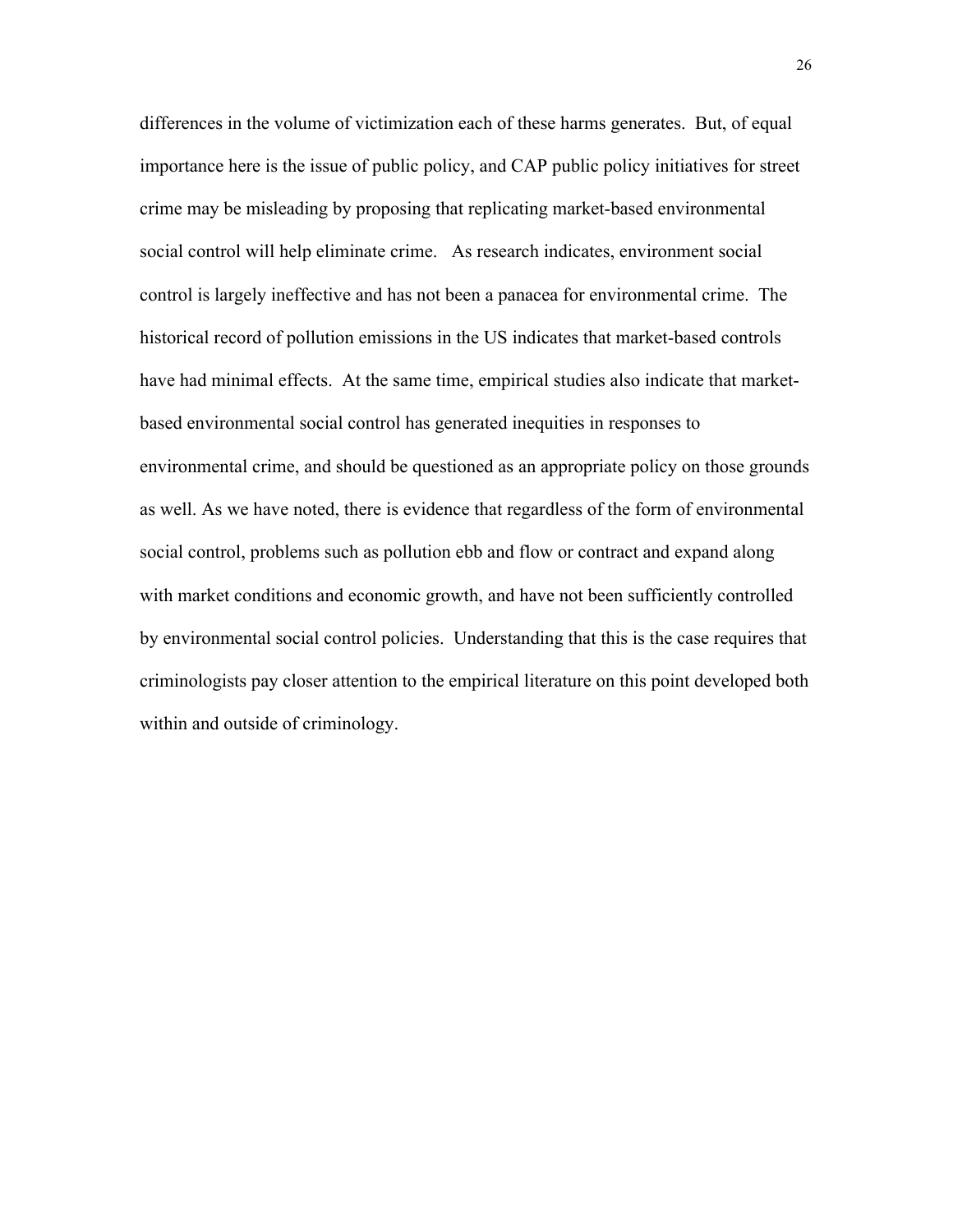differences in the volume of victimization each of these harms generates. But, of equal importance here is the issue of public policy, and CAP public policy initiatives for street crime may be misleading by proposing that replicating market-based environmental social control will help eliminate crime. As research indicates, environment social control is largely ineffective and has not been a panacea for environmental crime. The historical record of pollution emissions in the US indicates that market-based controls have had minimal effects. At the same time, empirical studies also indicate that market-based environmental social control has generated inequities in responses to environmental crime, and should be questioned as an appropriate policy on those grounds as well. As we have noted, there is evidence that regardless of the form of environmental social control, problems such as pollution ebb and flow or contract and expand along with market conditions and economic growth, and have not been sufficiently controlled by environmental social control policies. Understanding that this is the case requires that criminologists pay closer attention to the empirical literature on this point developed both within and outside of criminology.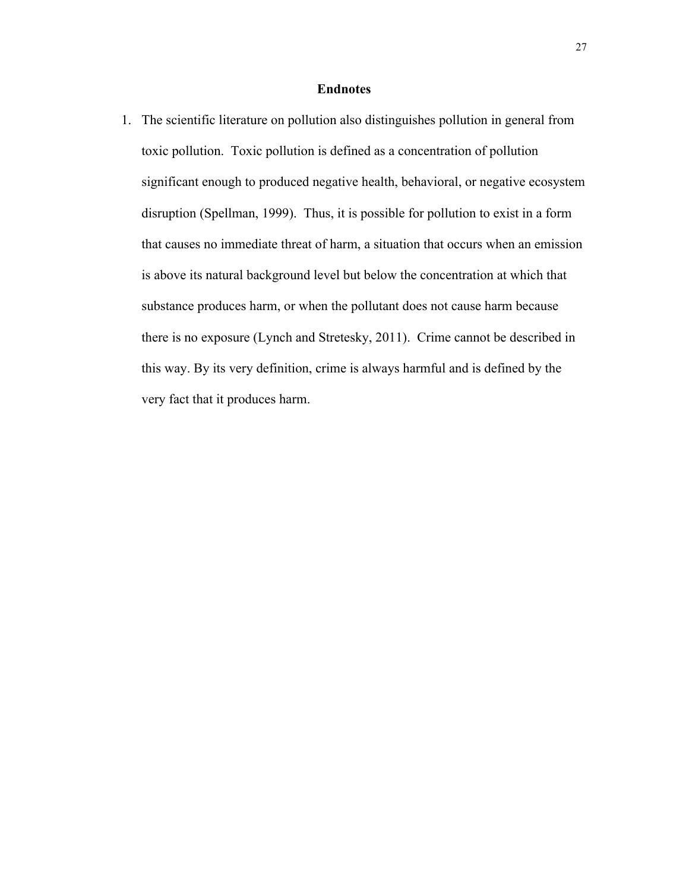## Endnotes

1. The scientific literature on pollution also distinguishes pollution in general from toxic pollution. Toxic pollution is defined as a concentration of pollution significant enough to produced negative health, behavioral, or negative ecosystem disruption (Spellman, 1999). Thus, it is possible for pollution to exist in a form that causes no immediate threat of harm, a situation that occurs when an emission is above its natural background level but below the concentration at which that substance produces harm, or when the pollutant does not cause harm because there is no exposure (Lynch and Stretesky, 2011). Crime cannot be described in this way. By its very definition, crime is always harmful and is defined by the very fact that it produces harm.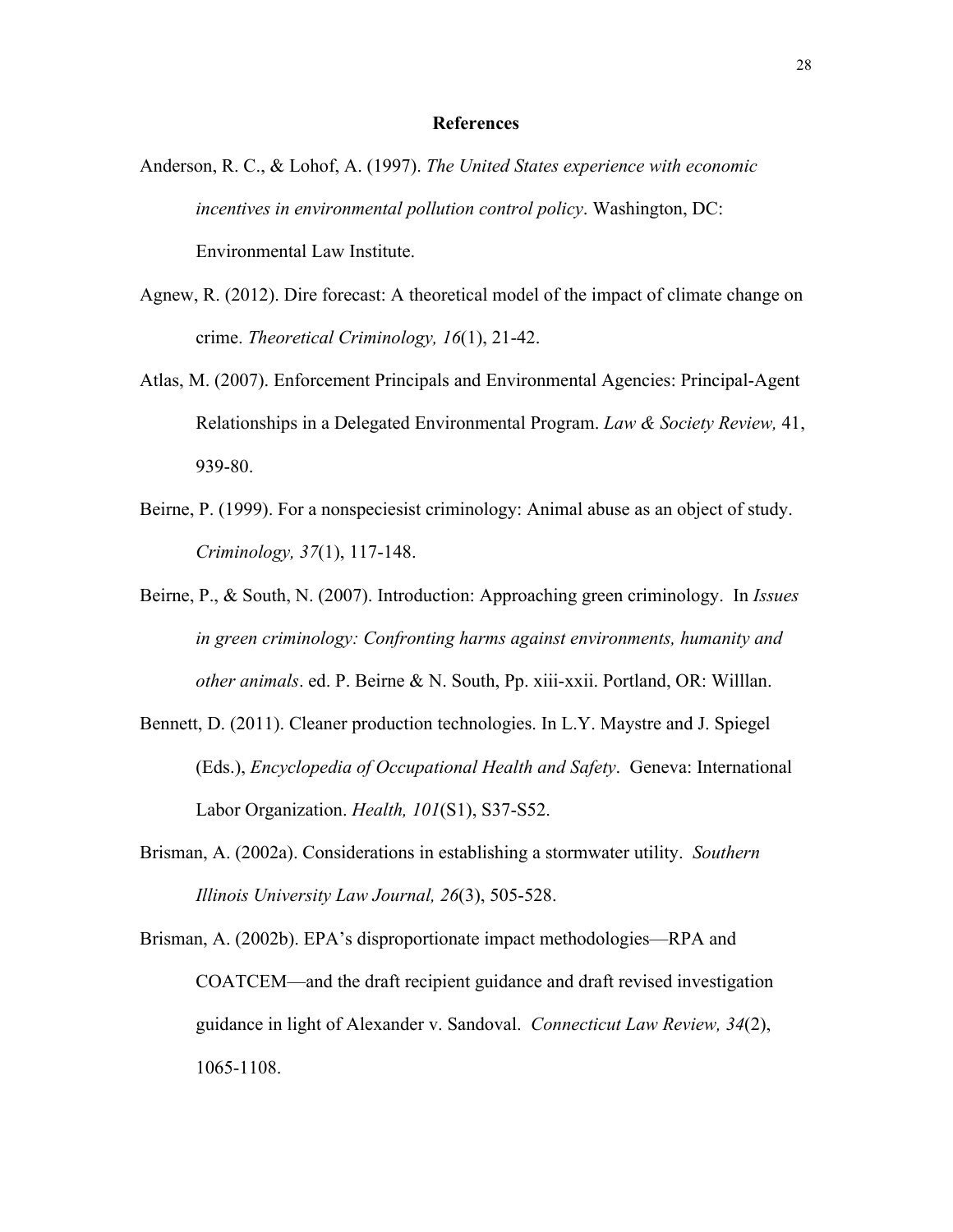## References

Anderson, R. C., & Lohof, A. (1997). *The United States experience with economic incentives in environmental pollution control policy*. Washington, DC: Environmental Law Institute.

Agnew, R. (2012). Dire forecast: A theoretical model of the impact of climate change on crime. *Theoretical Criminology, 16*(1), 21-42.

Atlas, M. (2007). Enforcement Principals and Environmental Agencies: Principal-Agent Relationships in a Delegated Environmental Program. *Law & Society Review,* 41, 939-80.

Beirne, P. (1999). For a nonspeciesist criminology: Animal abuse as an object of study. *Criminology, 37*(1), 117-148.

Beirne, P., & South, N. (2007). Introduction: Approaching green criminology. In *Issues in green criminology: Confronting harms against environments, humanity and other animals*. ed. P. Beirne & N. South, Pp. xiii-xxii. Portland, OR: Willlan.

Bennett, D. (2011). Cleaner production technologies. In L.Y. Maystre and J. Spiegel (Eds.), *Encyclopedia of Occupational Health and Safety*. Geneva: International Labor Organization. *Health, 101*(S1), S37-S52.

Brisman, A. (2002a). Considerations in establishing a stormwater utility. *Southern Illinois University Law Journal, 26*(3), 505-528.

Brisman, A. (2002b). EPA's disproportionate impact methodologies—RPA and COATCEM—and the draft recipient guidance and draft revised investigation guidance in light of Alexander v. Sandoval. *Connecticut Law Review, 34*(2), 1065-1108.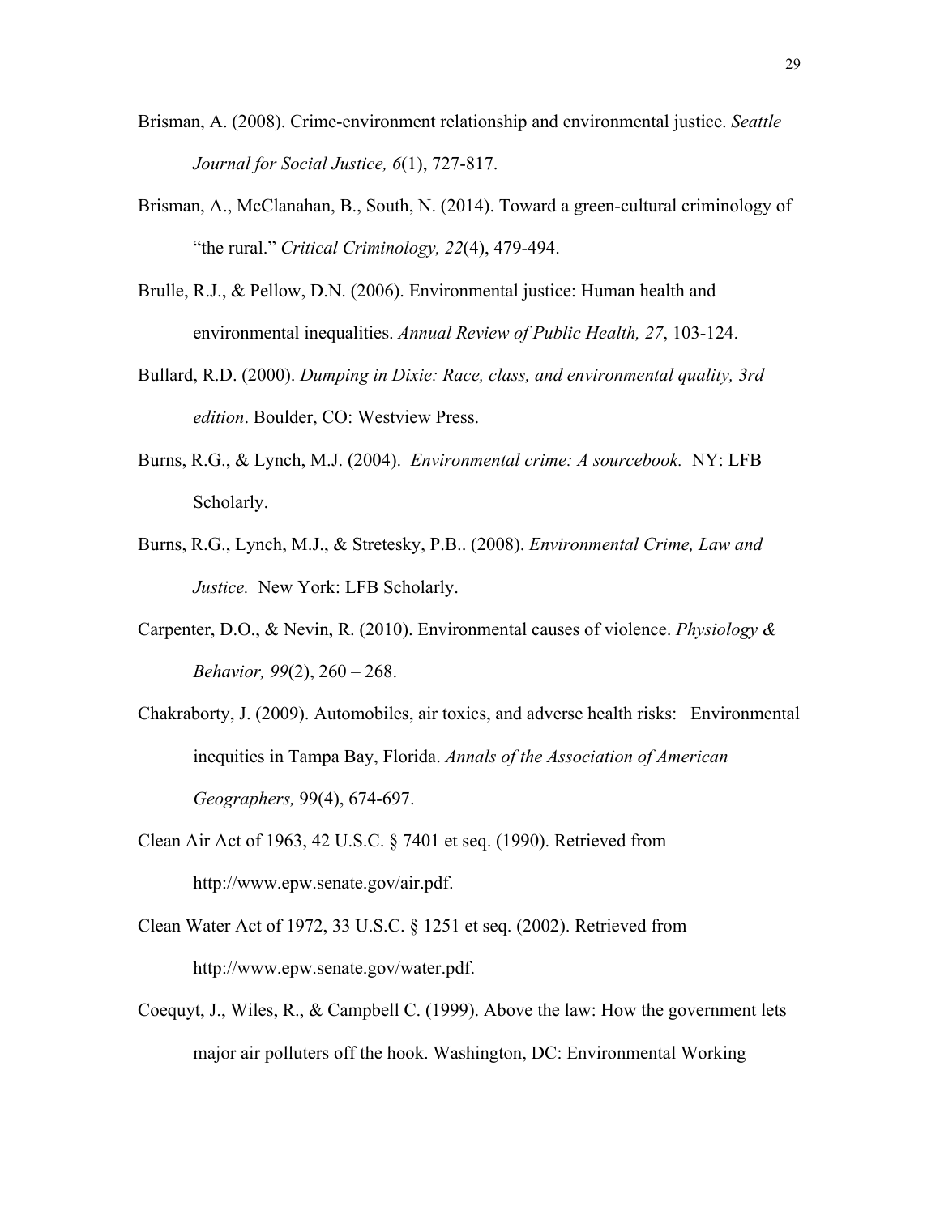Brisman, A. (2008). Crime-environment relationship and environmental justice. *Seattle Journal for Social Justice, 6*(1), 727-817.

Brisman, A., McClanahan, B., South, N. (2014). Toward a green-cultural criminology of "the rural." *Critical Criminology, 22*(4), 479-494.

Brulle, R.J., & Pellow, D.N. (2006). Environmental justice: Human health and environmental inequalities. *Annual Review of Public Health, 27*, 103-124.

Bullard, R.D. (2000). *Dumping in Dixie: Race, class, and environmental quality, 3rd edition*. Boulder, CO: Westview Press.

Burns, R.G., & Lynch, M.J. (2004). *Environmental crime: A sourcebook.* NY: LFB Scholarly.

Burns, R.G., Lynch, M.J., & Stretesky, P.B.. (2008). *Environmental Crime, Law and Justice.* New York: LFB Scholarly.

Carpenter, D.O., & Nevin, R. (2010). Environmental causes of violence. *Physiology & Behavior, 99*(2), 260 – 268.

Chakraborty, J. (2009). Automobiles, air toxics, and adverse health risks: Environmental inequities in Tampa Bay, Florida. *Annals of the Association of American Geographers,* 99(4), 674-697.

Clean Air Act of 1963, 42 U.S.C. § 7401 et seq. (1990). Retrieved from http://www.epw.senate.gov/air.pdf.

Clean Water Act of 1972, 33 U.S.C. § 1251 et seq. (2002). Retrieved from http://www.epw.senate.gov/water.pdf.

Coequyt, J., Wiles, R., & Campbell C. (1999). Above the law: How the government lets major air polluters off the hook. Washington, DC: Environmental Working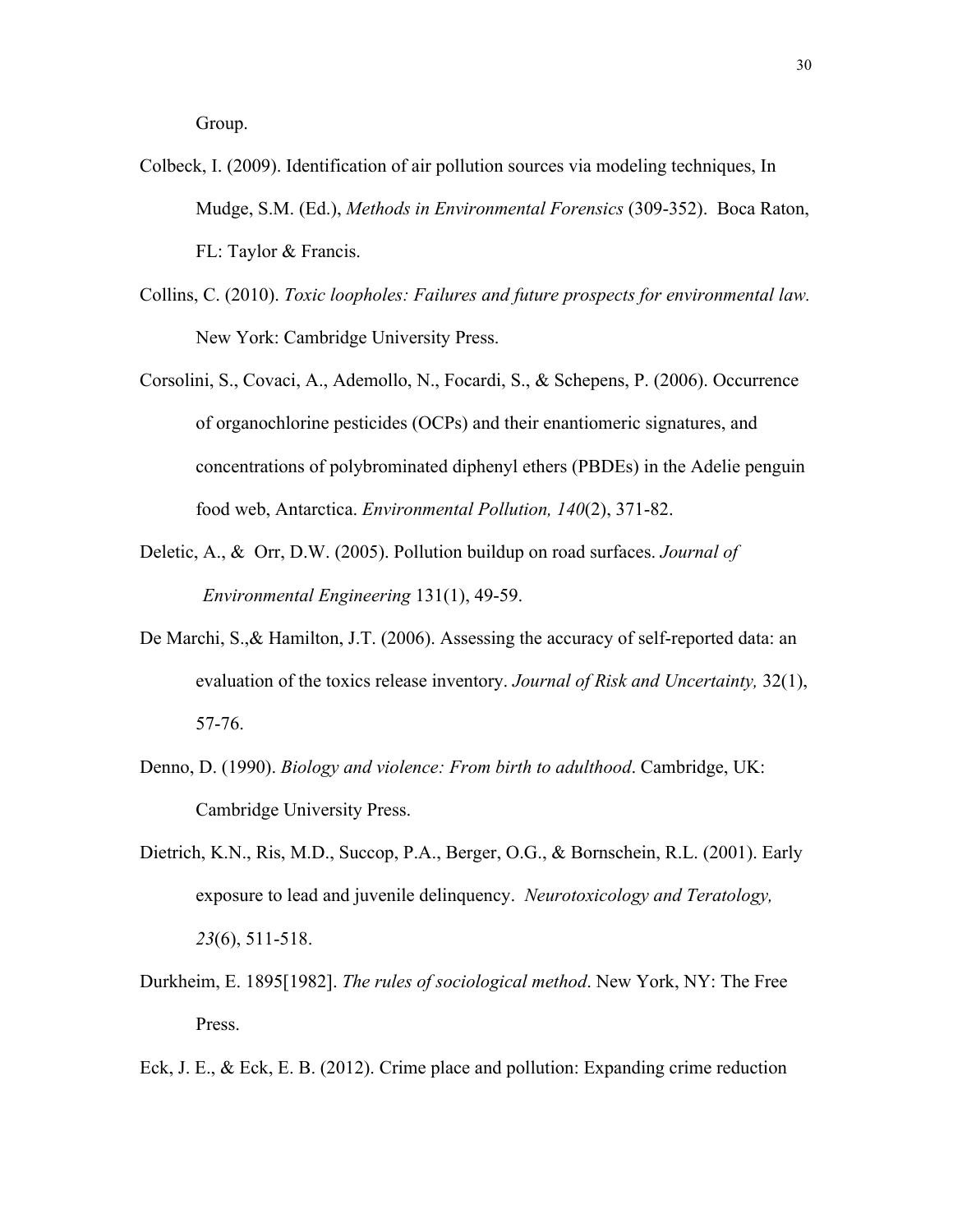Group.

Colbeck, I. (2009). Identification of air pollution sources via modeling techniques, In Mudge, S.M. (Ed.), *Methods in Environmental Forensics* (309-352). Boca Raton, FL: Taylor & Francis.

Collins, C. (2010). *Toxic loopholes: Failures and future prospects for environmental law.* New York: Cambridge University Press.

Corsolini, S., Covaci, A., Ademollo, N., Focardi, S., & Schepens, P. (2006). Occurrence of organochlorine pesticides (OCPs) and their enantiomeric signatures, and concentrations of polybrominated diphenyl ethers (PBDEs) in the Adelie penguin food web, Antarctica. *Environmental Pollution, 140*(2), 371-82.

Deletic, A., & Orr, D.W. (2005). Pollution buildup on road surfaces. *Journal of Environmental Engineering* 131(1), 49-59.

De Marchi, S.,& Hamilton, J.T. (2006). Assessing the accuracy of self-reported data: an evaluation of the toxics release inventory. *Journal of Risk and Uncertainty,* 32(1), 57-76.

Denno, D. (1990). *Biology and violence: From birth to adulthood*. Cambridge, UK: Cambridge University Press.

Dietrich, K.N., Ris, M.D., Succop, P.A., Berger, O.G., & Bornschein, R.L. (2001). Early exposure to lead and juvenile delinquency. *Neurotoxicology and Teratology, 23*(6), 511-518.

Durkheim, E. 1895[1982]. *The rules of sociological method*. New York, NY: The Free Press.

Eck, J. E., & Eck, E. B. (2012). Crime place and pollution: Expanding crime reduction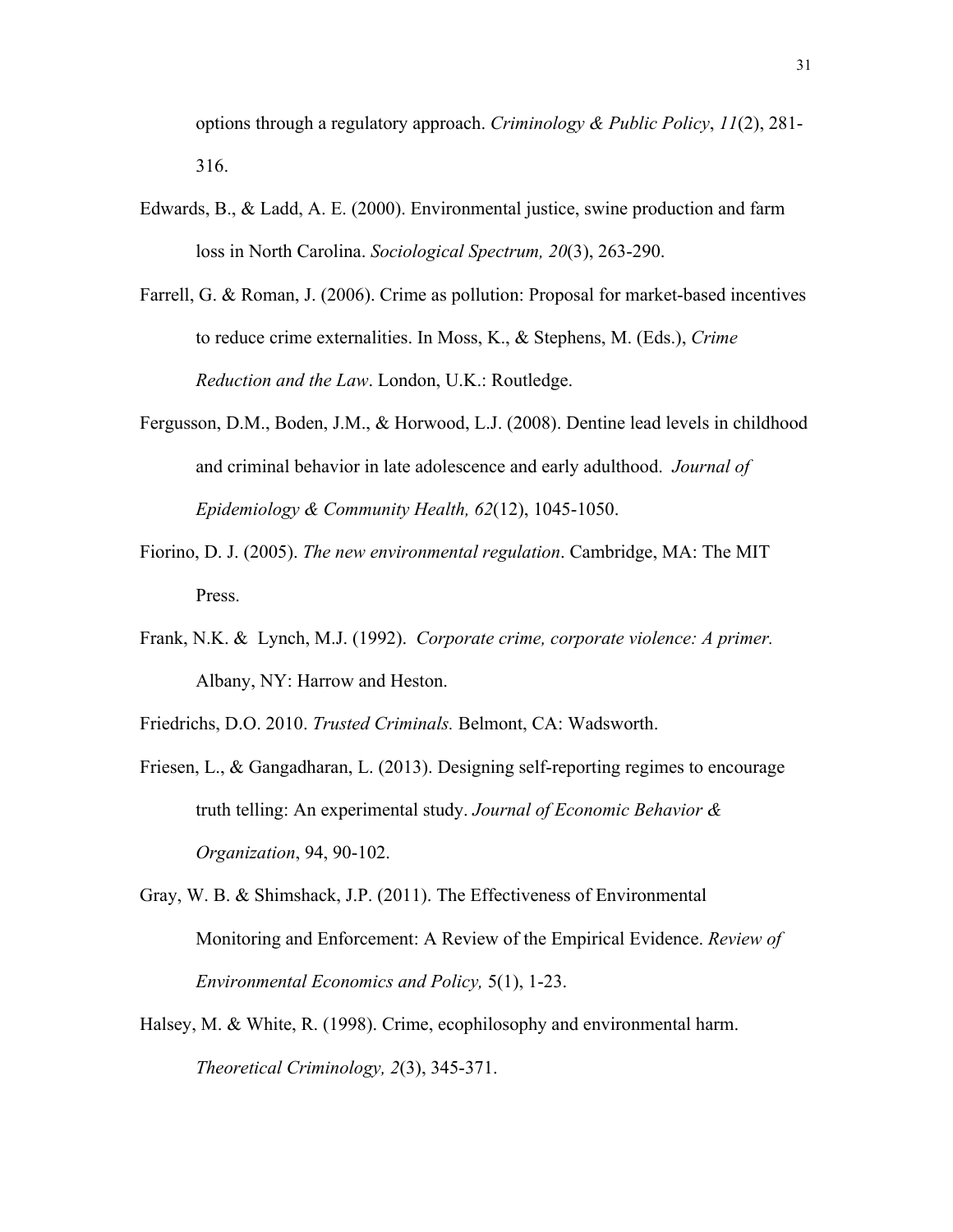options through a regulatory approach. *Criminology & Public Policy*, *11*(2), 281-316.

Edwards, B., & Ladd, A. E. (2000). Environmental justice, swine production and farm loss in North Carolina. *Sociological Spectrum, 20*(3), 263-290.

Farrell, G. & Roman, J. (2006). Crime as pollution: Proposal for market-based incentives to reduce crime externalities. In Moss, K., & Stephens, M. (Eds.), *Crime Reduction and the Law*. London, U.K.: Routledge.

Fergusson, D.M., Boden, J.M., & Horwood, L.J. (2008). Dentine lead levels in childhood and criminal behavior in late adolescence and early adulthood. *Journal of Epidemiology & Community Health, 62*(12), 1045-1050.

Fiorino, D. J. (2005). *The new environmental regulation*. Cambridge, MA: The MIT Press.

Frank, N.K. & Lynch, M.J. (1992). *Corporate crime, corporate violence: A primer.* Albany, NY: Harrow and Heston.

Friedrichs, D.O. 2010. *Trusted Criminals.* Belmont, CA: Wadsworth.

Friesen, L., & Gangadharan, L. (2013). Designing self-reporting regimes to encourage truth telling: An experimental study. *Journal of Economic Behavior & Organization*, 94, 90-102.

Gray, W. B. & Shimshack, J.P. (2011). The Effectiveness of Environmental Monitoring and Enforcement: A Review of the Empirical Evidence. *Review of Environmental Economics and Policy,* 5(1), 1-23.

Halsey, M. & White, R. (1998). Crime, ecophilosophy and environmental harm. *Theoretical Criminology, 2*(3), 345-371.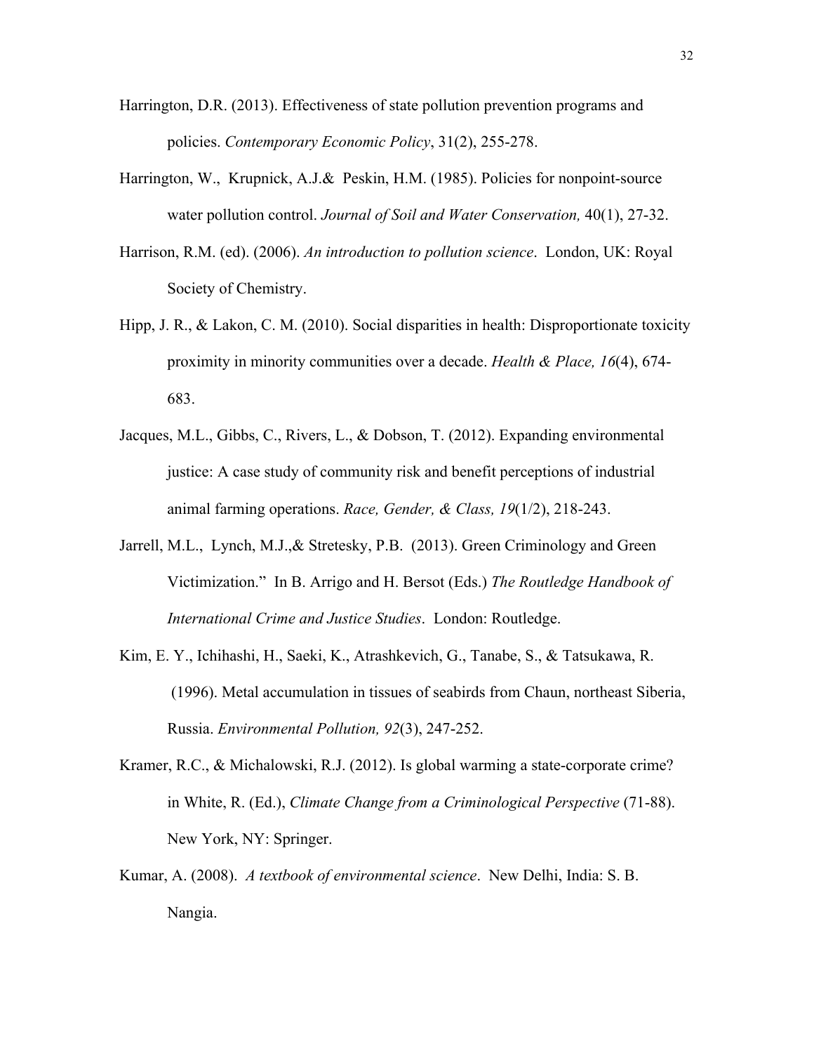Harrington, D.R. (2013). Effectiveness of state pollution prevention programs and policies. *Contemporary Economic Policy*, 31(2), 255-278.

Harrington, W., Krupnick, A.J.& Peskin, H.M. (1985). Policies for nonpoint-source water pollution control. *Journal of Soil and Water Conservation,* 40(1), 27-32.

Harrison, R.M. (ed). (2006). *An introduction to pollution science*. London, UK: Royal Society of Chemistry.

Hipp, J. R., & Lakon, C. M. (2010). Social disparities in health: Disproportionate toxicity proximity in minority communities over a decade. *Health & Place, 16*(4), 674-683.

Jacques, M.L., Gibbs, C., Rivers, L., & Dobson, T. (2012). Expanding environmental justice: A case study of community risk and benefit perceptions of industrial animal farming operations. *Race, Gender, & Class, 19*(1/2), 218-243.

Jarrell, M.L., Lynch, M.J.,& Stretesky, P.B. (2013). Green Criminology and Green Victimization." In B. Arrigo and H. Bersot (Eds.) *The Routledge Handbook of International Crime and Justice Studies*. London: Routledge.

Kim, E. Y., Ichihashi, H., Saeki, K., Atrashkevich, G., Tanabe, S., & Tatsukawa, R. (1996). Metal accumulation in tissues of seabirds from Chaun, northeast Siberia, Russia. *Environmental Pollution, 92*(3), 247-252.

Kramer, R.C., & Michalowski, R.J. (2012). Is global warming a state-corporate crime? in White, R. (Ed.), *Climate Change from a Criminological Perspective* (71-88). New York, NY: Springer.

Kumar, A. (2008). *A textbook of environmental science*. New Delhi, India: S. B. Nangia.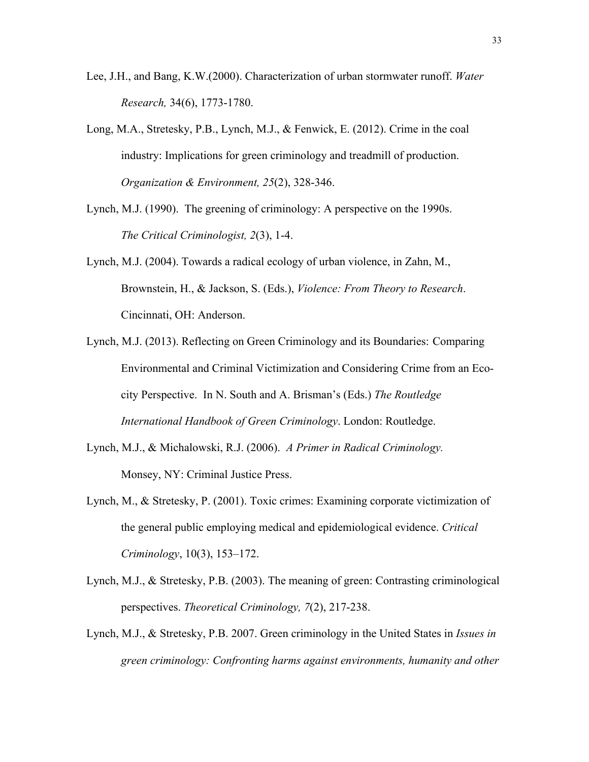Lee, J.H., and Bang, K.W.(2000). Characterization of urban stormwater runoff. *Water Research,* 34(6), 1773-1780.

Long, M.A., Stretesky, P.B., Lynch, M.J., & Fenwick, E. (2012). Crime in the coal industry: Implications for green criminology and treadmill of production. *Organization & Environment, 25*(2), 328-346.

Lynch, M.J. (1990). The greening of criminology: A perspective on the 1990s. *The Critical Criminologist, 2*(3), 1-4.

Lynch, M.J. (2004). Towards a radical ecology of urban violence, in Zahn, M., Brownstein, H., & Jackson, S. (Eds.), *Violence: From Theory to Research*. Cincinnati, OH: Anderson.

Lynch, M.J. (2013). Reflecting on Green Criminology and its Boundaries: Comparing Environmental and Criminal Victimization and Considering Crime from an Eco-city Perspective. In N. South and A. Brisman's (Eds.) *The Routledge International Handbook of Green Criminology*. London: Routledge.

Lynch, M.J., & Michalowski, R.J. (2006). *A Primer in Radical Criminology.* Monsey, NY: Criminal Justice Press.

Lynch, M., & Stretesky, P. (2001). Toxic crimes: Examining corporate victimization of the general public employing medical and epidemiological evidence. *Critical Criminology*, 10(3), 153–172.

Lynch, M.J., & Stretesky, P.B. (2003). The meaning of green: Contrasting criminological perspectives. *Theoretical Criminology, 7*(2), 217-238.

Lynch, M.J., & Stretesky, P.B. 2007. Green criminology in the United States in *Issues in green criminology: Confronting harms against environments, humanity and other*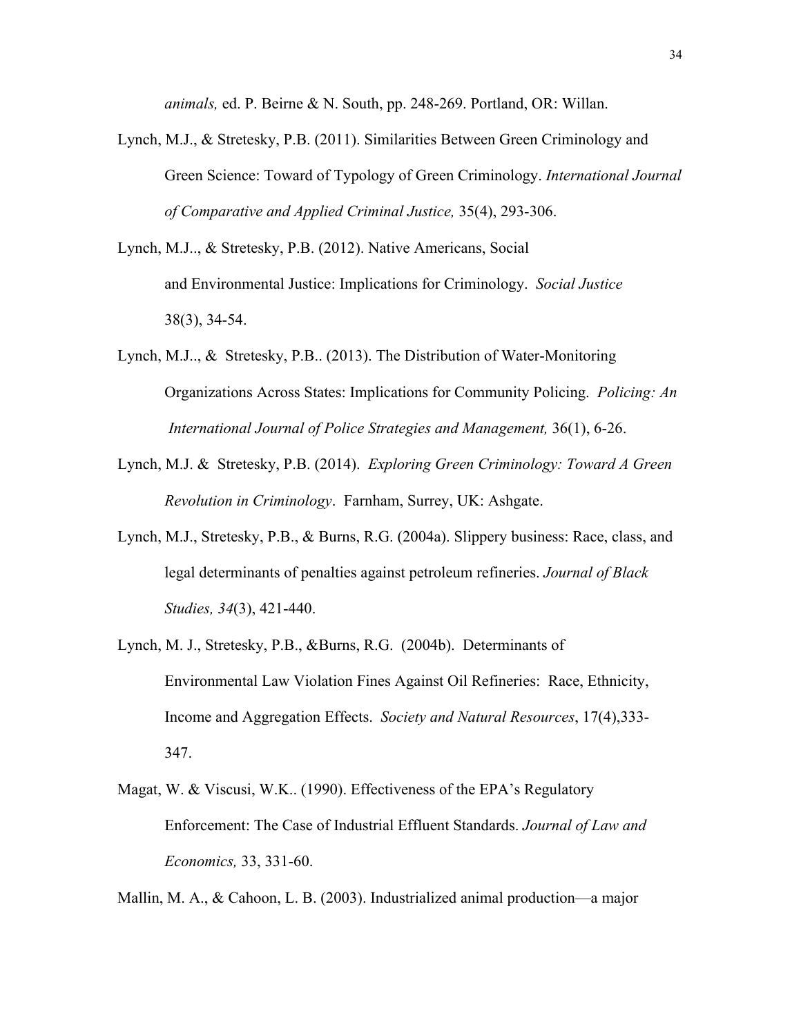*animals,* ed. P. Beirne & N. South, pp. 248-269. Portland, OR: Willan.

Lynch, M.J., & Stretesky, P.B. (2011). Similarities Between Green Criminology and Green Science: Toward of Typology of Green Criminology. *International Journal of Comparative and Applied Criminal Justice,* 35(4), 293-306.

Lynch, M.J.., & Stretesky, P.B. (2012). Native Americans, Social and Environmental Justice: Implications for Criminology. *Social Justice* 38(3), 34-54.

Lynch, M.J.., & Stretesky, P.B.. (2013). The Distribution of Water-Monitoring Organizations Across States: Implications for Community Policing. *Policing: An International Journal of Police Strategies and Management,* 36(1), 6-26.

Lynch, M.J. & Stretesky, P.B. (2014). *Exploring Green Criminology: Toward A Green Revolution in Criminology*. Farnham, Surrey, UK: Ashgate.

Lynch, M.J., Stretesky, P.B., & Burns, R.G. (2004a). Slippery business: Race, class, and legal determinants of penalties against petroleum refineries. *Journal of Black Studies, 34*(3), 421-440.

Lynch, M. J., Stretesky, P.B., &Burns, R.G. (2004b). Determinants of Environmental Law Violation Fines Against Oil Refineries: Race, Ethnicity, Income and Aggregation Effects. *Society and Natural Resources*, 17(4),333-347.

Magat, W. & Viscusi, W.K.. (1990). Effectiveness of the EPA's Regulatory Enforcement: The Case of Industrial Effluent Standards. *Journal of Law and Economics,* 33, 331-60.

Mallin, M. A., & Cahoon, L. B. (2003). Industrialized animal production—a major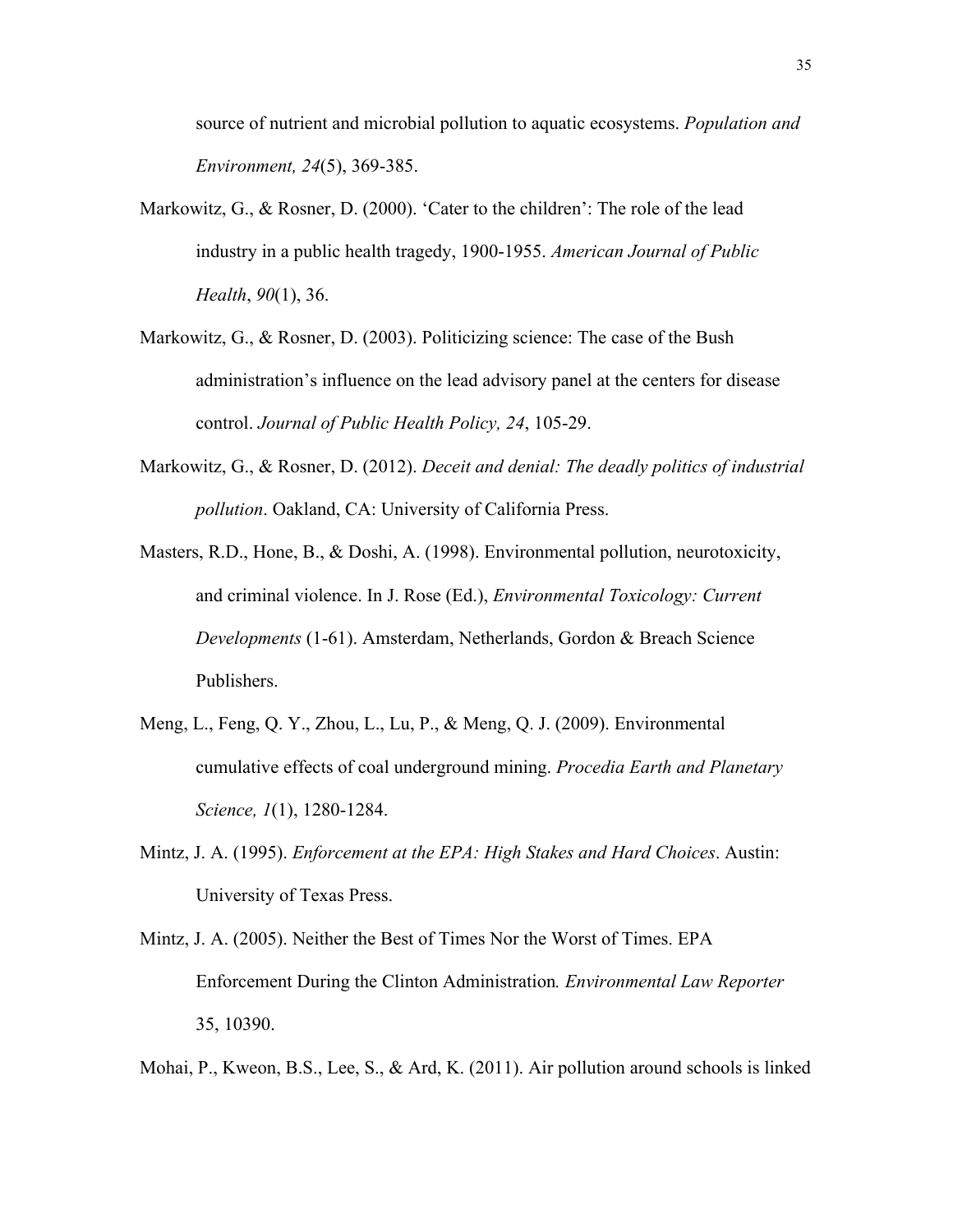source of nutrient and microbial pollution to aquatic ecosystems. *Population and Environment, 24*(5), 369-385.

Markowitz, G., & Rosner, D. (2000). 'Cater to the children': The role of the lead industry in a public health tragedy, 1900-1955. *American Journal of Public Health*, *90*(1), 36.

Markowitz, G., & Rosner, D. (2003). Politicizing science: The case of the Bush administration's influence on the lead advisory panel at the centers for disease control. *Journal of Public Health Policy, 24*, 105-29.

Markowitz, G., & Rosner, D. (2012). *Deceit and denial: The deadly politics of industrial pollution*. Oakland, CA: University of California Press.

Masters, R.D., Hone, B., & Doshi, A. (1998). Environmental pollution, neurotoxicity, and criminal violence. In J. Rose (Ed.), *Environmental Toxicology: Current Developments* (1-61). Amsterdam, Netherlands, Gordon & Breach Science Publishers.

Meng, L., Feng, Q. Y., Zhou, L., Lu, P., & Meng, Q. J. (2009). Environmental cumulative effects of coal underground mining. *Procedia Earth and Planetary Science, 1*(1), 1280-1284.

Mintz, J. A. (1995). *Enforcement at the EPA: High Stakes and Hard Choices*. Austin: University of Texas Press.

Mintz, J. A. (2005). Neither the Best of Times Nor the Worst of Times. EPA Enforcement During the Clinton Administration*. Environmental Law Reporter* 35, 10390.

Mohai, P., Kweon, B.S., Lee, S., & Ard, K. (2011). Air pollution around schools is linked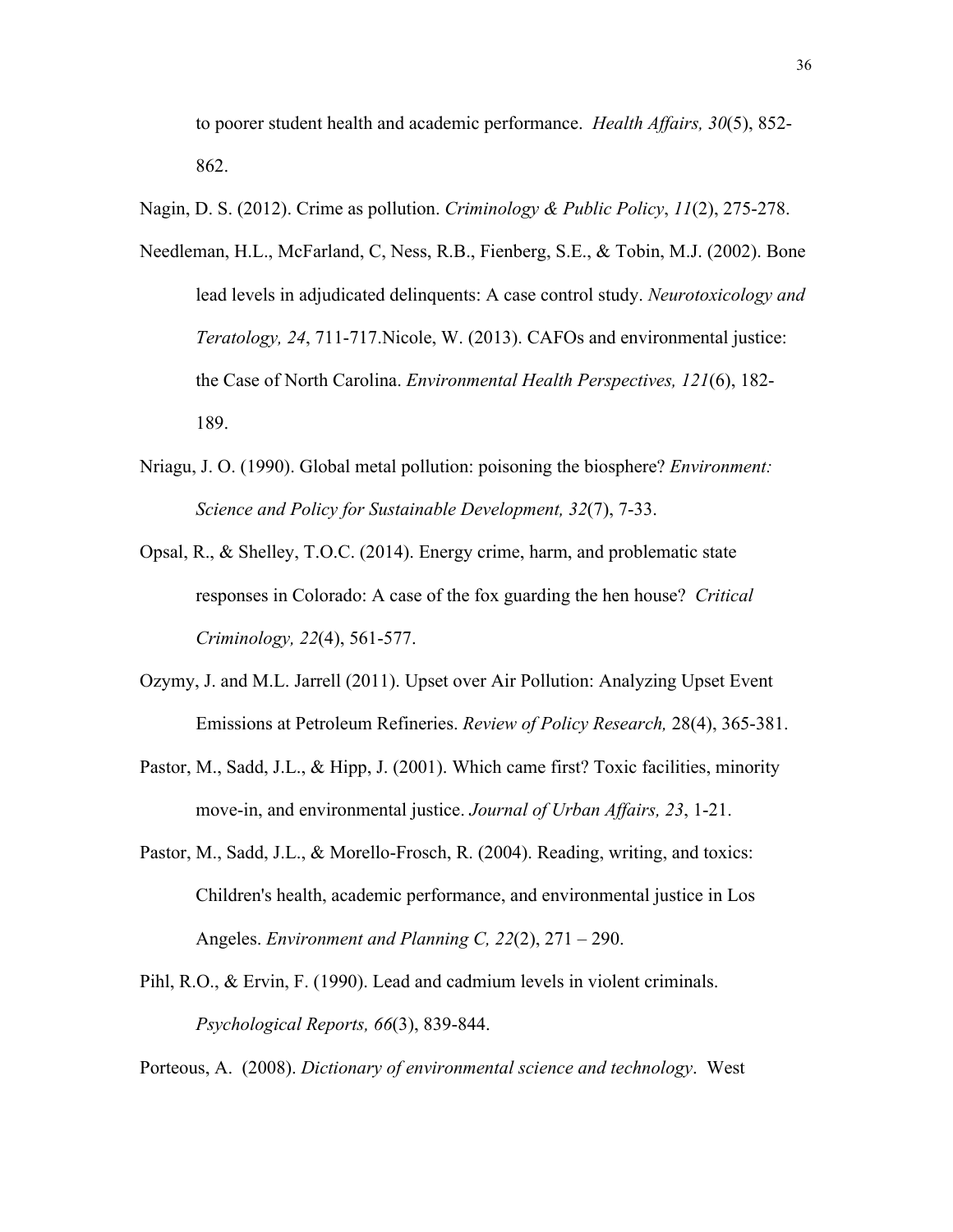to poorer student health and academic performance. *Health Affairs, 30*(5), 852-862.

Nagin, D. S. (2012). Crime as pollution. *Criminology & Public Policy*, *11*(2), 275-278.

Needleman, H.L., McFarland, C, Ness, R.B., Fienberg, S.E., & Tobin, M.J. (2002). Bone lead levels in adjudicated delinquents: A case control study. *Neurotoxicology and Teratology, 24*, 711-717.Nicole, W. (2013). CAFOs and environmental justice: the Case of North Carolina. *Environmental Health Perspectives, 121*(6), 182-189.

Nriagu, J. O. (1990). Global metal pollution: poisoning the biosphere? *Environment: Science and Policy for Sustainable Development, 32*(7), 7-33.

Opsal, R., & Shelley, T.O.C. (2014). Energy crime, harm, and problematic state responses in Colorado: A case of the fox guarding the hen house? *Critical Criminology, 22*(4), 561-577.

Ozymy, J. and M.L. Jarrell (2011). Upset over Air Pollution: Analyzing Upset Event Emissions at Petroleum Refineries. *Review of Policy Research,* 28(4), 365-381.

Pastor, M., Sadd, J.L., & Hipp, J. (2001). Which came first? Toxic facilities, minority move-in, and environmental justice. *Journal of Urban Affairs, 23*, 1-21.

Pastor, M., Sadd, J.L., & Morello-Frosch, R. (2004). Reading, writing, and toxics: Children's health, academic performance, and environmental justice in Los Angeles. *Environment and Planning C, 22*(2), 271 – 290.

Pihl, R.O., & Ervin, F. (1990). Lead and cadmium levels in violent criminals. *Psychological Reports, 66*(3), 839-844.

Porteous, A. (2008). *Dictionary of environmental science and technology*. West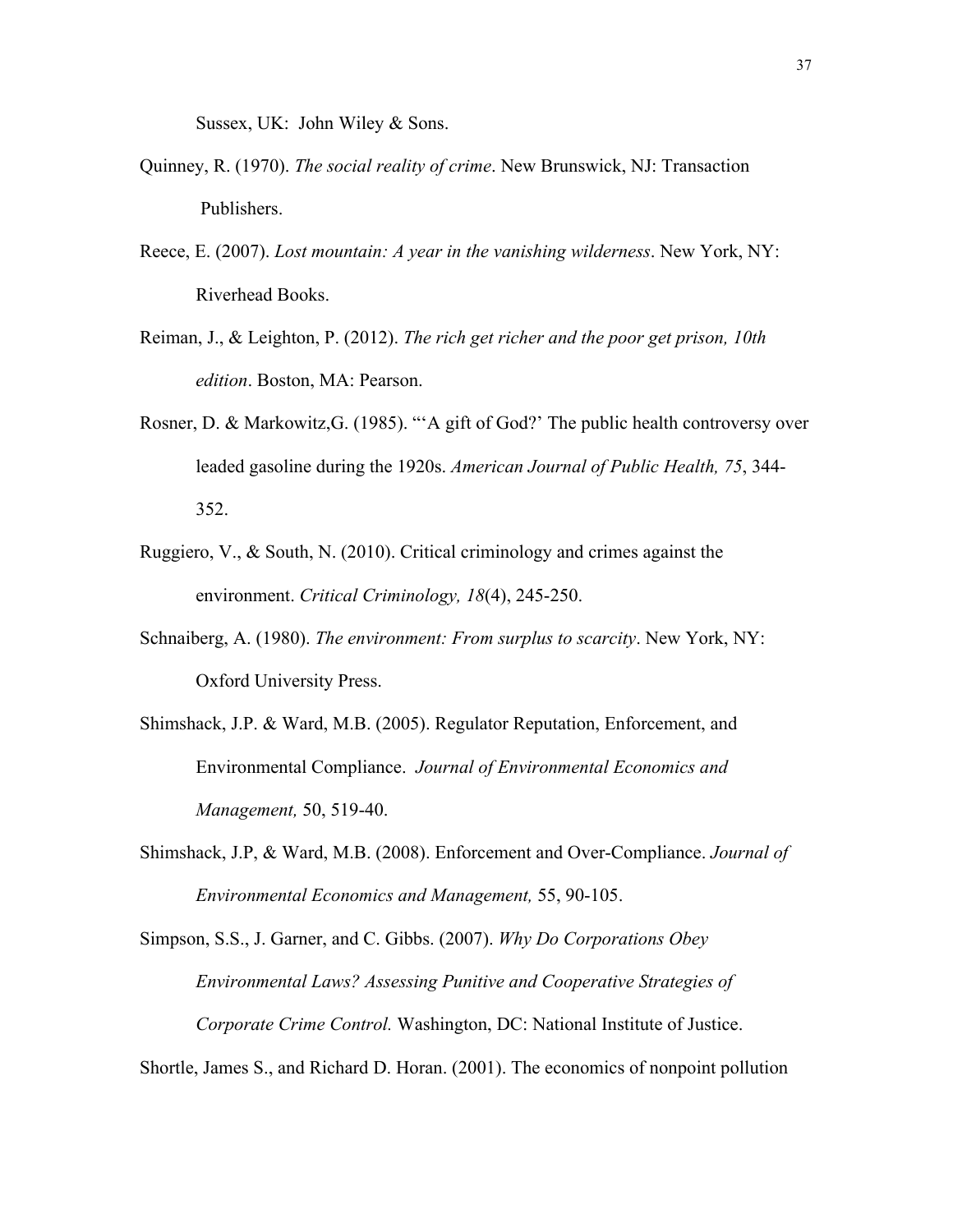Sussex, UK: John Wiley & Sons.

Quinney, R. (1970). *The social reality of crime*. New Brunswick, NJ: Transaction Publishers.

Reece, E. (2007). *Lost mountain: A year in the vanishing wilderness*. New York, NY: Riverhead Books.

Reiman, J., & Leighton, P. (2012). *The rich get richer and the poor get prison, 10th edition*. Boston, MA: Pearson.

Rosner, D. & Markowitz,G. (1985). "'A gift of God?' The public health controversy over leaded gasoline during the 1920s. *American Journal of Public Health, 75*, 344-352.

Ruggiero, V., & South, N. (2010). Critical criminology and crimes against the environment. *Critical Criminology, 18*(4), 245-250.

Schnaiberg, A. (1980). *The environment: From surplus to scarcity*. New York, NY: Oxford University Press.

Shimshack, J.P. & Ward, M.B. (2005). Regulator Reputation, Enforcement, and Environmental Compliance. *Journal of Environmental Economics and Management,* 50, 519-40.

Shimshack, J.P, & Ward, M.B. (2008). Enforcement and Over-Compliance. *Journal of Environmental Economics and Management,* 55, 90-105.

Simpson, S.S., J. Garner, and C. Gibbs. (2007). *Why Do Corporations Obey Environmental Laws? Assessing Punitive and Cooperative Strategies of Corporate Crime Control.* Washington, DC: National Institute of Justice.

Shortle, James S., and Richard D. Horan. (2001). The economics of nonpoint pollution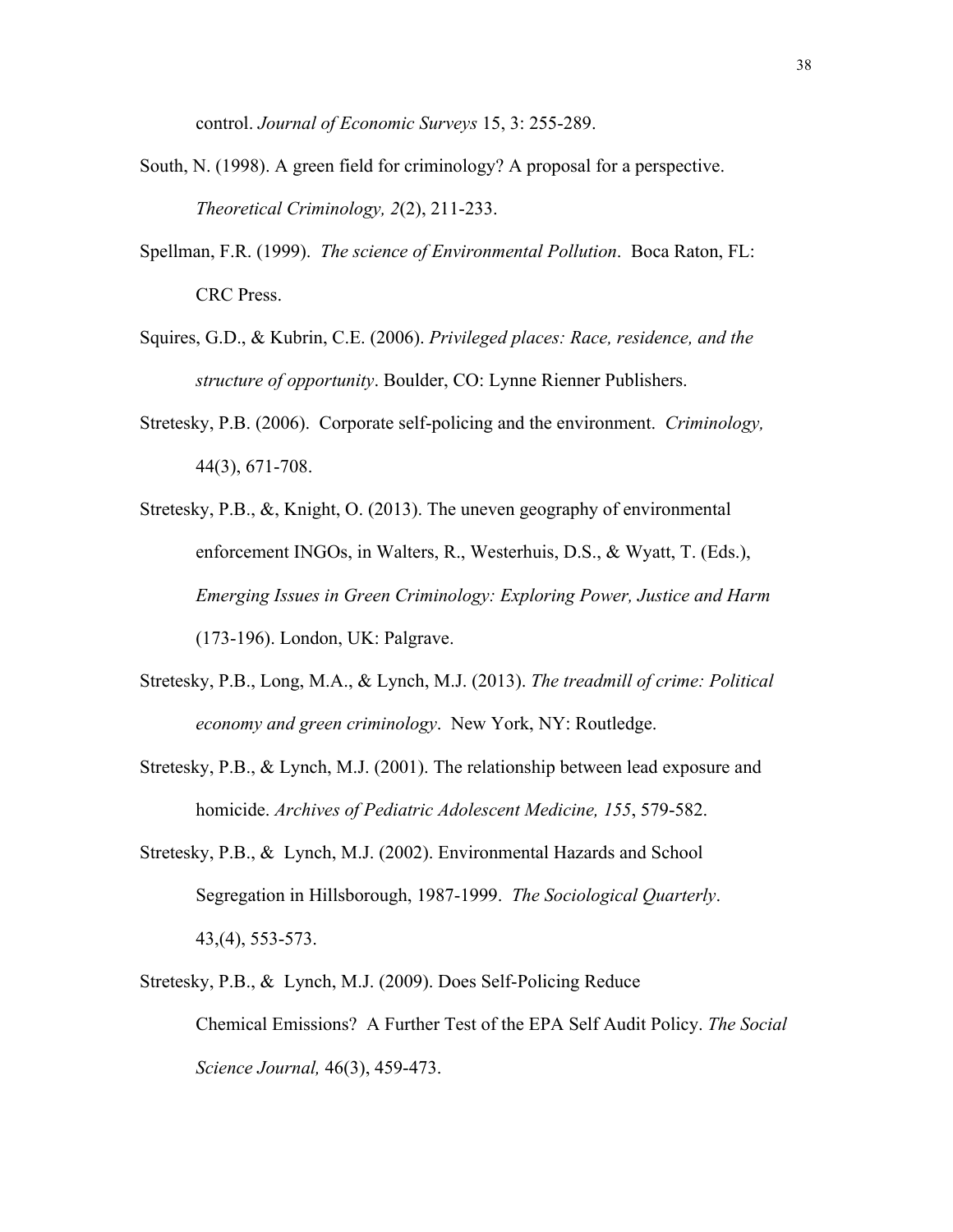control. *Journal of Economic Surveys* 15, 3: 255-289.

South, N. (1998). A green field for criminology? A proposal for a perspective. *Theoretical Criminology, 2*(2), 211-233.

Spellman, F.R. (1999). *The science of Environmental Pollution*. Boca Raton, FL: CRC Press.

Squires, G.D., & Kubrin, C.E. (2006). *Privileged places: Race, residence, and the structure of opportunity*. Boulder, CO: Lynne Rienner Publishers.

Stretesky, P.B. (2006). Corporate self-policing and the environment. *Criminology,* 44(3), 671-708.

Stretesky, P.B., &, Knight, O. (2013). The uneven geography of environmental enforcement INGOs, in Walters, R., Westerhuis, D.S., & Wyatt, T. (Eds.), *Emerging Issues in Green Criminology: Exploring Power, Justice and Harm* (173-196). London, UK: Palgrave.

Stretesky, P.B., Long, M.A., & Lynch, M.J. (2013). *The treadmill of crime: Political economy and green criminology*. New York, NY: Routledge.

Stretesky, P.B., & Lynch, M.J. (2001). The relationship between lead exposure and homicide. *Archives of Pediatric Adolescent Medicine, 155*, 579-582.

Stretesky, P.B., & Lynch, M.J. (2002). Environmental Hazards and School Segregation in Hillsborough, 1987-1999. *The Sociological Quarterly*. 43,(4), 553-573.

Stretesky, P.B., & Lynch, M.J. (2009). Does Self-Policing Reduce Chemical Emissions? A Further Test of the EPA Self Audit Policy. *The Social Science Journal,* 46(3), 459-473.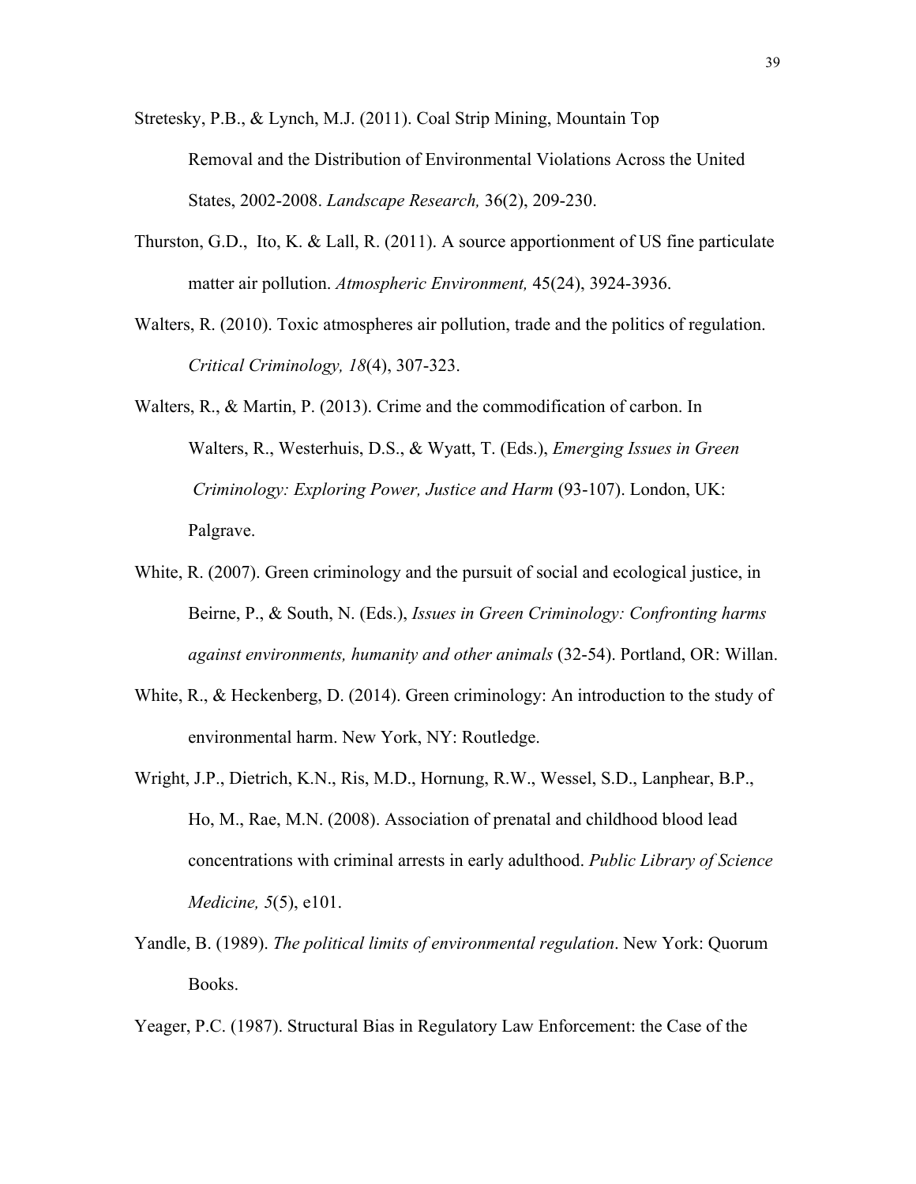Stretesky, P.B., & Lynch, M.J. (2011). Coal Strip Mining, Mountain Top Removal and the Distribution of Environmental Violations Across the United States, 2002-2008. *Landscape Research,* 36(2), 209-230.

Thurston, G.D.,  Ito, K. & Lall, R. (2011). A source apportionment of US fine particulate matter air pollution. *Atmospheric Environment,* 45(24), 3924-3936.

Walters, R. (2010). Toxic atmospheres air pollution, trade and the politics of regulation. *Critical Criminology, 18*(4), 307-323.

Walters, R., & Martin, P. (2013). Crime and the commodification of carbon. In Walters, R., Westerhuis, D.S., & Wyatt, T. (Eds.), *Emerging Issues in Green Criminology: Exploring Power, Justice and Harm* (93-107). London, UK: Palgrave.

White, R. (2007). Green criminology and the pursuit of social and ecological justice, in Beirne, P., & South, N. (Eds.), *Issues in Green Criminology: Confronting harms against environments, humanity and other animals* (32-54). Portland, OR: Willan.

White, R., & Heckenberg, D. (2014). Green criminology: An introduction to the study of environmental harm. New York, NY: Routledge.

Wright, J.P., Dietrich, K.N., Ris, M.D., Hornung, R.W., Wessel, S.D., Lanphear, B.P., Ho, M., Rae, M.N. (2008). Association of prenatal and childhood blood lead concentrations with criminal arrests in early adulthood. *Public Library of Science Medicine, 5*(5), e101.

Yandle, B. (1989). *The political limits of environmental regulation*. New York: Quorum Books.

Yeager, P.C. (1987). Structural Bias in Regulatory Law Enforcement: the Case of the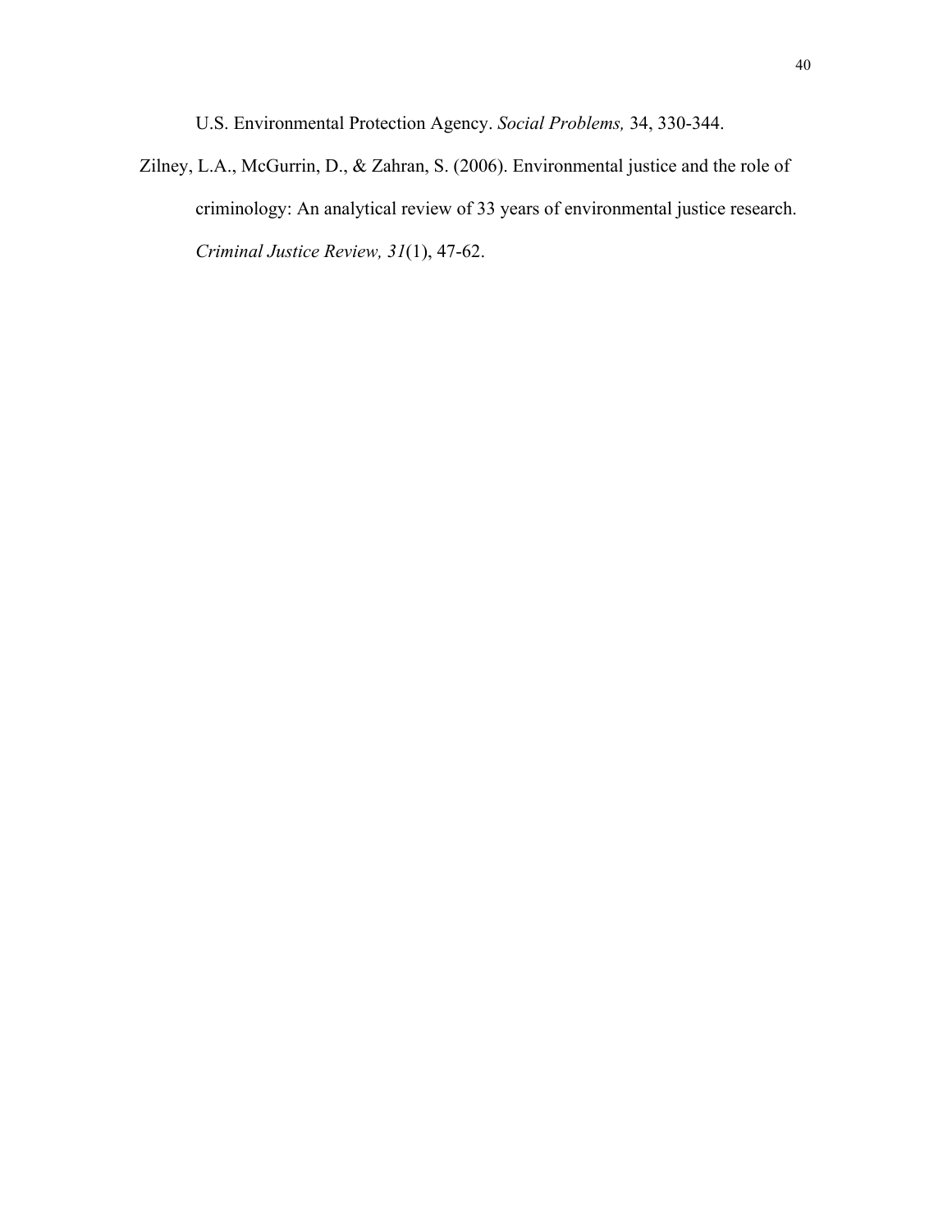U.S. Environmental Protection Agency. *Social Problems,* 34, 330-344.

Zilney, L.A., McGurrin, D., & Zahran, S. (2006). Environmental justice and the role of criminology: An analytical review of 33 years of environmental justice research. *Criminal Justice Review, 31*(1), 47-62.